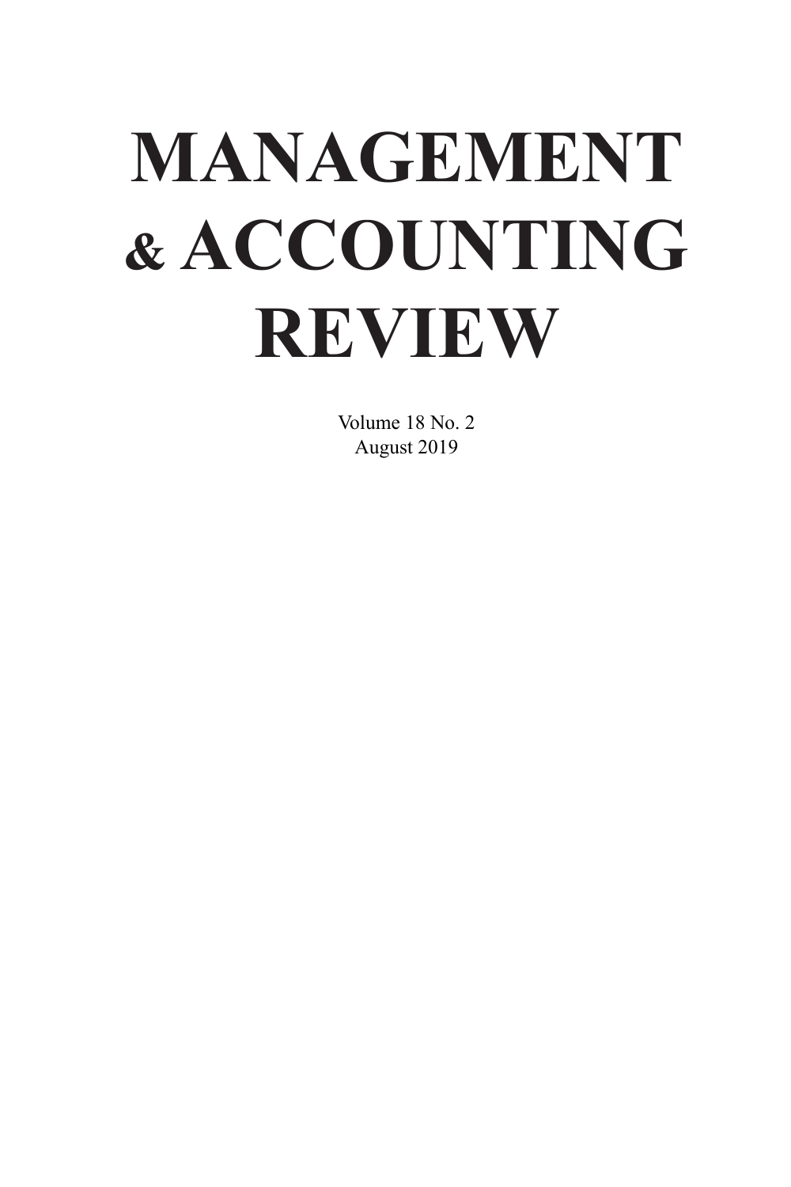# MANAGEMENT & ACCOUNTING REVIEW

Volume 18 No. 2
August 2019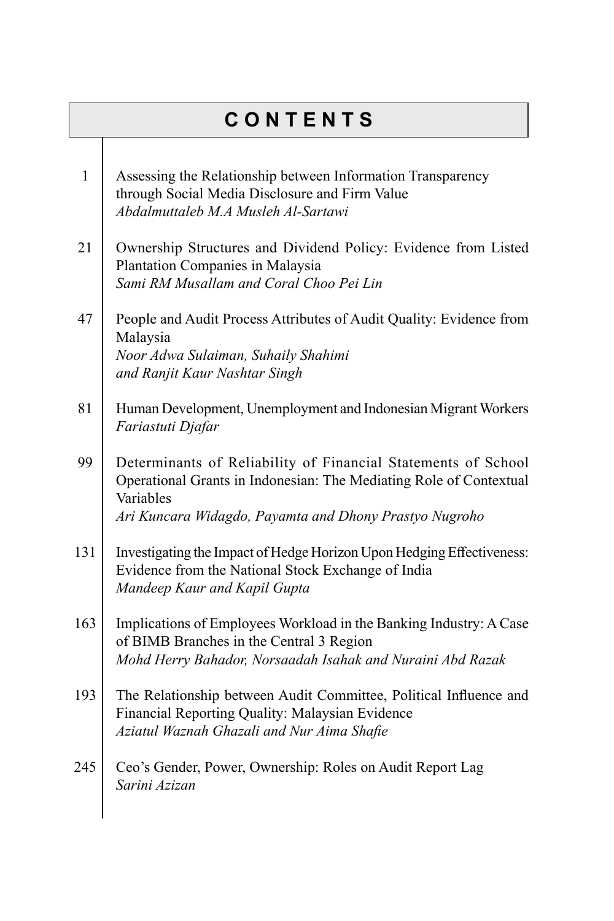# CONTENTS

| | |
|---|---|
| 1 | Assessing the Relationship between Information Transparency through Social Media Disclosure and Firm Value<br>*Abdalmuttaleb M.A Musleh Al-Sartawi* |
| 21 | Ownership Structures and Dividend Policy: Evidence from Listed Plantation Companies in Malaysia<br>*Sami RM Musallam and Coral Choo Pei Lin* |
| 47 | People and Audit Process Attributes of Audit Quality: Evidence from Malaysia<br>*Noor Adwa Sulaiman, Suhaily Shahimi and Ranjit Kaur Nashtar Singh* |
| 81 | Human Development, Unemployment and Indonesian Migrant Workers<br>*Fariastuti Djafar* |
| 99 | Determinants of Reliability of Financial Statements of School Operational Grants in Indonesian: The Mediating Role of Contextual Variables<br>*Ari Kuncara Widagdo, Payamta and Dhony Prastyo Nugroho* |
| 131 | Investigating the Impact of Hedge Horizon Upon Hedging Effectiveness: Evidence from the National Stock Exchange of India<br>*Mandeep Kaur and Kapil Gupta* |
| 163 | Implications of Employees Workload in the Banking Industry: A Case of BIMB Branches in the Central 3 Region<br>*Mohd Herry Bahador, Norsaadah Isahak and Nuraini Abd Razak* |
| 193 | The Relationship between Audit Committee, Political Influence and Financial Reporting Quality: Malaysian Evidence<br>*Aziatul Waznah Ghazali and Nur Aima Shafie* |
| 245 | Ceo's Gender, Power, Ownership: Roles on Audit Report Lag<br>*Sarini Azizan* |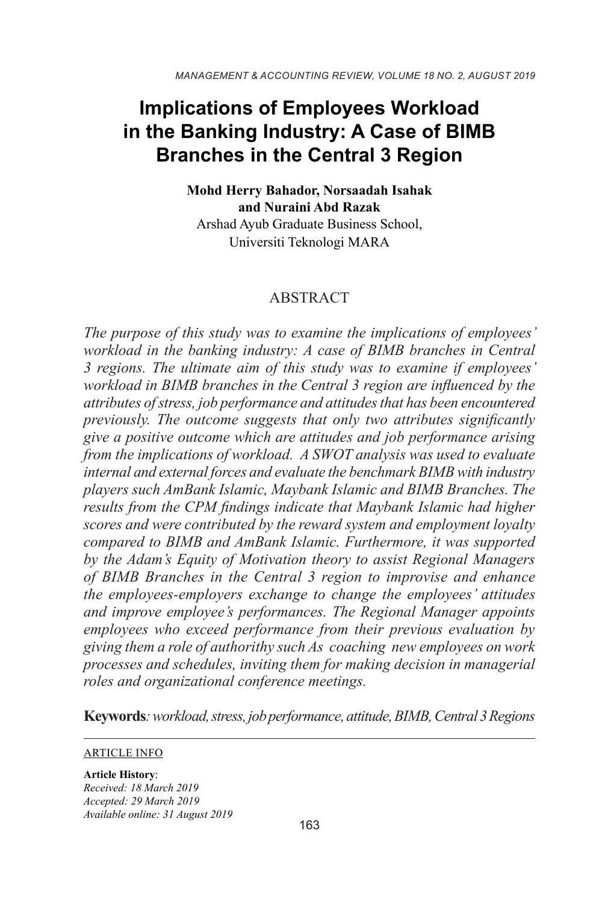# Implications of Employees Workload in the Banking Industry: A Case of BIMB Branches in the Central 3 Region

**Mohd Herry Bahador, Norsaadah Isahak and Nuraini Abd Razak**
Arshad Ayub Graduate Business School,
Universiti Teknologi MARA

## ABSTRACT

*The purpose of this study was to examine the implications of employees' workload in the banking industry: A case of BIMB branches in Central 3 regions. The ultimate aim of this study was to examine if employees' workload in BIMB branches in the Central 3 region are influenced by the attributes of stress, job performance and attitudes that has been encountered previously. The outcome suggests that only two attributes significantly give a positive outcome which are attitudes and job performance arising from the implications of workload. A SWOT analysis was used to evaluate internal and external forces and evaluate the benchmark BIMB with industry players such AmBank Islamic, Maybank Islamic and BIMB Branches. The results from the CPM findings indicate that Maybank Islamic had higher scores and were contributed by the reward system and employment loyalty compared to BIMB and AmBank Islamic. Furthermore, it was supported by the Adam's Equity of Motivation theory to assist Regional Managers of BIMB Branches in the Central 3 region to improvise and enhance the employees-employers exchange to change the employees' attitudes and improve employee's performances. The Regional Manager appoints employees who exceed performance from their previous evaluation by giving them a role of authorithy such As coaching new employees on work processes and schedules, inviting them for making decision in managerial roles and organizational conference meetings.*

**Keywords**: *workload, stress, job performance, attitude, BIMB, Central 3 Regions*

---

ARTICLE INFO

**Article History**:
*Received: 18 March 2019*
*Accepted: 29 March 2019*
*Available online: 31 August 2019*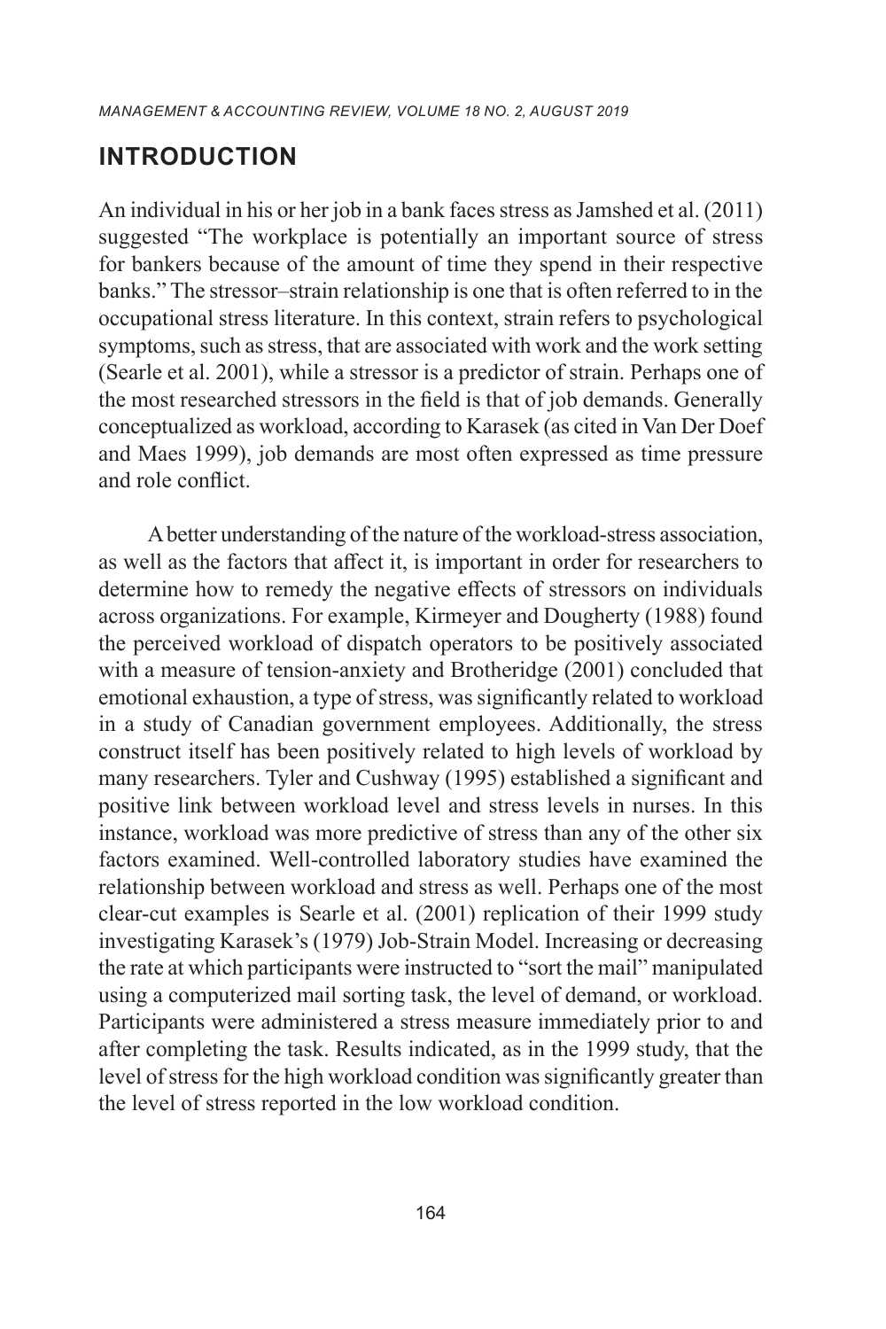## INTRODUCTION

An individual in his or her job in a bank faces stress as Jamshed et al. (2011) suggested "The workplace is potentially an important source of stress for bankers because of the amount of time they spend in their respective banks." The stressor–strain relationship is one that is often referred to in the occupational stress literature. In this context, strain refers to psychological symptoms, such as stress, that are associated with work and the work setting (Searle et al. 2001), while a stressor is a predictor of strain. Perhaps one of the most researched stressors in the field is that of job demands. Generally conceptualized as workload, according to Karasek (as cited in Van Der Doef and Maes 1999), job demands are most often expressed as time pressure and role conflict.

A better understanding of the nature of the workload-stress association, as well as the factors that affect it, is important in order for researchers to determine how to remedy the negative effects of stressors on individuals across organizations. For example, Kirmeyer and Dougherty (1988) found the perceived workload of dispatch operators to be positively associated with a measure of tension-anxiety and Brotheridge (2001) concluded that emotional exhaustion, a type of stress, was significantly related to workload in a study of Canadian government employees. Additionally, the stress construct itself has been positively related to high levels of workload by many researchers. Tyler and Cushway (1995) established a significant and positive link between workload level and stress levels in nurses. In this instance, workload was more predictive of stress than any of the other six factors examined. Well-controlled laboratory studies have examined the relationship between workload and stress as well. Perhaps one of the most clear-cut examples is Searle et al. (2001) replication of their 1999 study investigating Karasek's (1979) Job-Strain Model. Increasing or decreasing the rate at which participants were instructed to "sort the mail" manipulated using a computerized mail sorting task, the level of demand, or workload. Participants were administered a stress measure immediately prior to and after completing the task. Results indicated, as in the 1999 study, that the level of stress for the high workload condition was significantly greater than the level of stress reported in the low workload condition.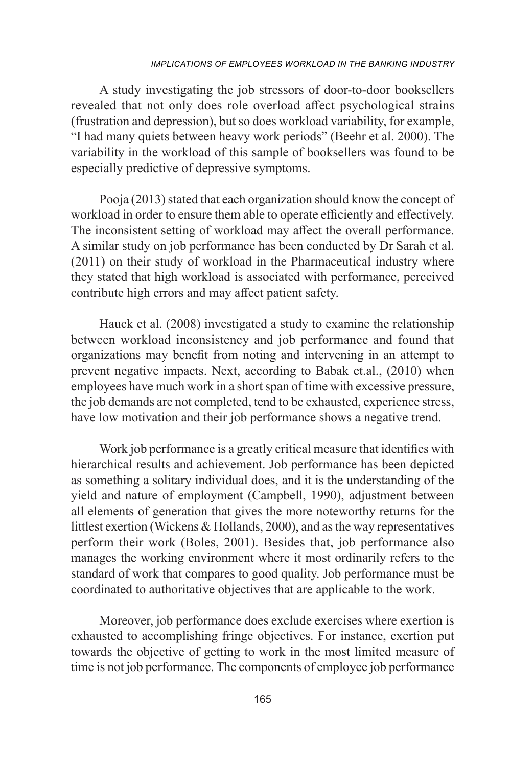A study investigating the job stressors of door-to-door booksellers revealed that not only does role overload affect psychological strains (frustration and depression), but so does workload variability, for example, "I had many quiets between heavy work periods" (Beehr et al. 2000). The variability in the workload of this sample of booksellers was found to be especially predictive of depressive symptoms.

Pooja (2013) stated that each organization should know the concept of workload in order to ensure them able to operate efficiently and effectively. The inconsistent setting of workload may affect the overall performance. A similar study on job performance has been conducted by Dr Sarah et al. (2011) on their study of workload in the Pharmaceutical industry where they stated that high workload is associated with performance, perceived contribute high errors and may affect patient safety.

Hauck et al. (2008) investigated a study to examine the relationship between workload inconsistency and job performance and found that organizations may benefit from noting and intervening in an attempt to prevent negative impacts. Next, according to Babak et.al., (2010) when employees have much work in a short span of time with excessive pressure, the job demands are not completed, tend to be exhausted, experience stress, have low motivation and their job performance shows a negative trend.

Work job performance is a greatly critical measure that identifies with hierarchical results and achievement. Job performance has been depicted as something a solitary individual does, and it is the understanding of the yield and nature of employment (Campbell, 1990), adjustment between all elements of generation that gives the more noteworthy returns for the littlest exertion (Wickens & Hollands, 2000), and as the way representatives perform their work (Boles, 2001). Besides that, job performance also manages the working environment where it most ordinarily refers to the standard of work that compares to good quality. Job performance must be coordinated to authoritative objectives that are applicable to the work.

Moreover, job performance does exclude exercises where exertion is exhausted to accomplishing fringe objectives. For instance, exertion put towards the objective of getting to work in the most limited measure of time is not job performance. The components of employee job performance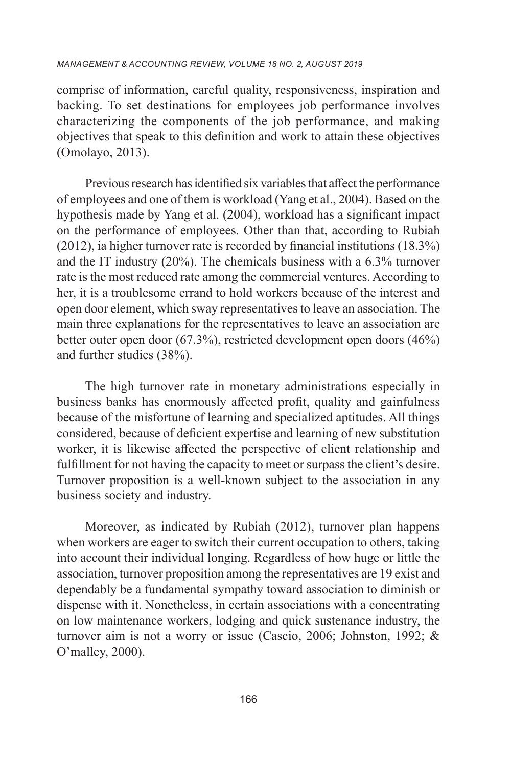comprise of information, careful quality, responsiveness, inspiration and backing. To set destinations for employees job performance involves characterizing the components of the job performance, and making objectives that speak to this definition and work to attain these objectives (Omolayo, 2013).

Previous research has identified six variables that affect the performance of employees and one of them is workload (Yang et al., 2004). Based on the hypothesis made by Yang et al. (2004), workload has a significant impact on the performance of employees. Other than that, according to Rubiah (2012), ia higher turnover rate is recorded by financial institutions (18.3%) and the IT industry (20%). The chemicals business with a 6.3% turnover rate is the most reduced rate among the commercial ventures. According to her, it is a troublesome errand to hold workers because of the interest and open door element, which sway representatives to leave an association. The main three explanations for the representatives to leave an association are better outer open door (67.3%), restricted development open doors (46%) and further studies (38%).

The high turnover rate in monetary administrations especially in business banks has enormously affected profit, quality and gainfulness because of the misfortune of learning and specialized aptitudes. All things considered, because of deficient expertise and learning of new substitution worker, it is likewise affected the perspective of client relationship and fulfillment for not having the capacity to meet or surpass the client's desire. Turnover proposition is a well-known subject to the association in any business society and industry.

Moreover, as indicated by Rubiah (2012), turnover plan happens when workers are eager to switch their current occupation to others, taking into account their individual longing. Regardless of how huge or little the association, turnover proposition among the representatives are 19 exist and dependably be a fundamental sympathy toward association to diminish or dispense with it. Nonetheless, in certain associations with a concentrating on low maintenance workers, lodging and quick sustenance industry, the turnover aim is not a worry or issue (Cascio, 2006; Johnston, 1992; & O'malley, 2000).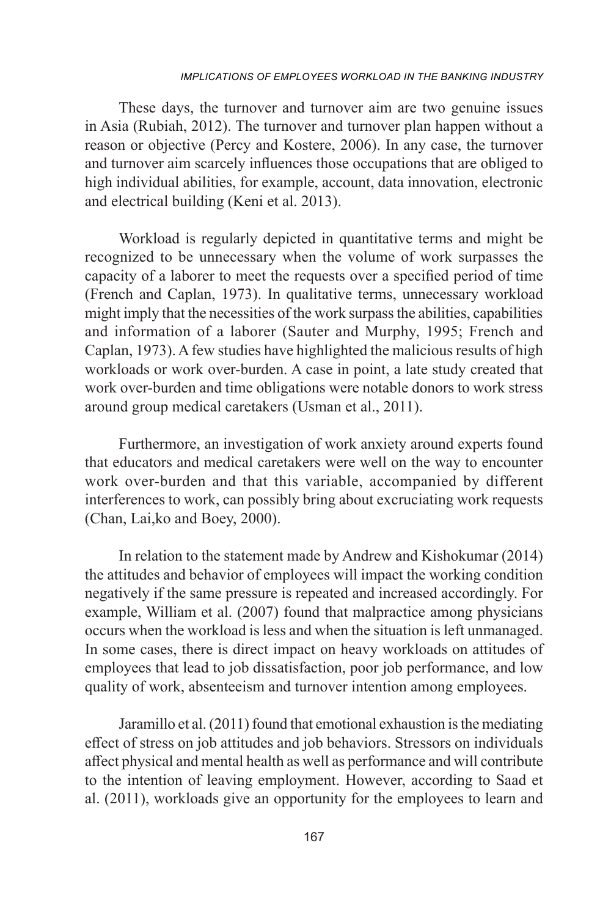These days, the turnover and turnover aim are two genuine issues in Asia (Rubiah, 2012). The turnover and turnover plan happen without a reason or objective (Percy and Kostere, 2006). In any case, the turnover and turnover aim scarcely influences those occupations that are obliged to high individual abilities, for example, account, data innovation, electronic and electrical building (Keni et al. 2013).

Workload is regularly depicted in quantitative terms and might be recognized to be unnecessary when the volume of work surpasses the capacity of a laborer to meet the requests over a specified period of time (French and Caplan, 1973). In qualitative terms, unnecessary workload might imply that the necessities of the work surpass the abilities, capabilities and information of a laborer (Sauter and Murphy, 1995; French and Caplan, 1973). A few studies have highlighted the malicious results of high workloads or work over-burden. A case in point, a late study created that work over-burden and time obligations were notable donors to work stress around group medical caretakers (Usman et al., 2011).

Furthermore, an investigation of work anxiety around experts found that educators and medical caretakers were well on the way to encounter work over-burden and that this variable, accompanied by different interferences to work, can possibly bring about excruciating work requests (Chan, Lai,ko and Boey, 2000).

In relation to the statement made by Andrew and Kishokumar (2014) the attitudes and behavior of employees will impact the working condition negatively if the same pressure is repeated and increased accordingly. For example, William et al. (2007) found that malpractice among physicians occurs when the workload is less and when the situation is left unmanaged. In some cases, there is direct impact on heavy workloads on attitudes of employees that lead to job dissatisfaction, poor job performance, and low quality of work, absenteeism and turnover intention among employees.

Jaramillo et al. (2011) found that emotional exhaustion is the mediating effect of stress on job attitudes and job behaviors. Stressors on individuals affect physical and mental health as well as performance and will contribute to the intention of leaving employment. However, according to Saad et al. (2011), workloads give an opportunity for the employees to learn and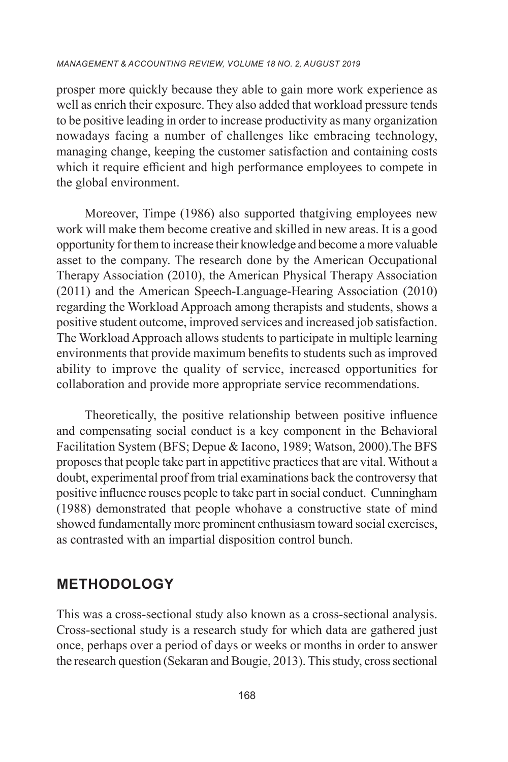prosper more quickly because they able to gain more work experience as well as enrich their exposure. They also added that workload pressure tends to be positive leading in order to increase productivity as many organization nowadays facing a number of challenges like embracing technology, managing change, keeping the customer satisfaction and containing costs which it require efficient and high performance employees to compete in the global environment.

Moreover, Timpe (1986) also supported thatgiving employees new work will make them become creative and skilled in new areas. It is a good opportunity for them to increase their knowledge and become a more valuable asset to the company. The research done by the American Occupational Therapy Association (2010), the American Physical Therapy Association (2011) and the American Speech-Language-Hearing Association (2010) regarding the Workload Approach among therapists and students, shows a positive student outcome, improved services and increased job satisfaction. The Workload Approach allows students to participate in multiple learning environments that provide maximum benefits to students such as improved ability to improve the quality of service, increased opportunities for collaboration and provide more appropriate service recommendations.

Theoretically, the positive relationship between positive influence and compensating social conduct is a key component in the Behavioral Facilitation System (BFS; Depue & Iacono, 1989; Watson, 2000).The BFS proposes that people take part in appetitive practices that are vital. Without a doubt, experimental proof from trial examinations back the controversy that positive influence rouses people to take part in social conduct. Cunningham (1988) demonstrated that people whohave a constructive state of mind showed fundamentally more prominent enthusiasm toward social exercises, as contrasted with an impartial disposition control bunch.

## METHODOLOGY

This was a cross-sectional study also known as a cross-sectional analysis. Cross-sectional study is a research study for which data are gathered just once, perhaps over a period of days or weeks or months in order to answer the research question (Sekaran and Bougie, 2013). This study, cross sectional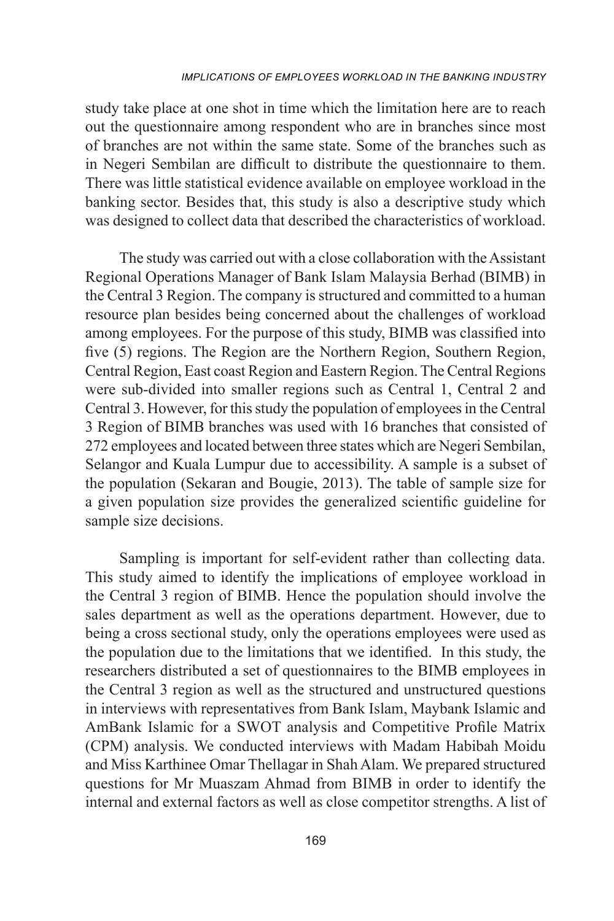study take place at one shot in time which the limitation here are to reach out the questionnaire among respondent who are in branches since most of branches are not within the same state. Some of the branches such as in Negeri Sembilan are difficult to distribute the questionnaire to them. There was little statistical evidence available on employee workload in the banking sector. Besides that, this study is also a descriptive study which was designed to collect data that described the characteristics of workload.

The study was carried out with a close collaboration with the Assistant Regional Operations Manager of Bank Islam Malaysia Berhad (BIMB) in the Central 3 Region. The company is structured and committed to a human resource plan besides being concerned about the challenges of workload among employees. For the purpose of this study, BIMB was classified into five (5) regions. The Region are the Northern Region, Southern Region, Central Region, East coast Region and Eastern Region. The Central Regions were sub-divided into smaller regions such as Central 1, Central 2 and Central 3. However, for this study the population of employees in the Central 3 Region of BIMB branches was used with 16 branches that consisted of 272 employees and located between three states which are Negeri Sembilan, Selangor and Kuala Lumpur due to accessibility. A sample is a subset of the population (Sekaran and Bougie, 2013). The table of sample size for a given population size provides the generalized scientific guideline for sample size decisions.

Sampling is important for self-evident rather than collecting data. This study aimed to identify the implications of employee workload in the Central 3 region of BIMB. Hence the population should involve the sales department as well as the operations department. However, due to being a cross sectional study, only the operations employees were used as the population due to the limitations that we identified. In this study, the researchers distributed a set of questionnaires to the BIMB employees in the Central 3 region as well as the structured and unstructured questions in interviews with representatives from Bank Islam, Maybank Islamic and AmBank Islamic for a SWOT analysis and Competitive Profile Matrix (CPM) analysis. We conducted interviews with Madam Habibah Moidu and Miss Karthinee Omar Thellagar in Shah Alam. We prepared structured questions for Mr Muaszam Ahmad from BIMB in order to identify the internal and external factors as well as close competitor strengths. A list of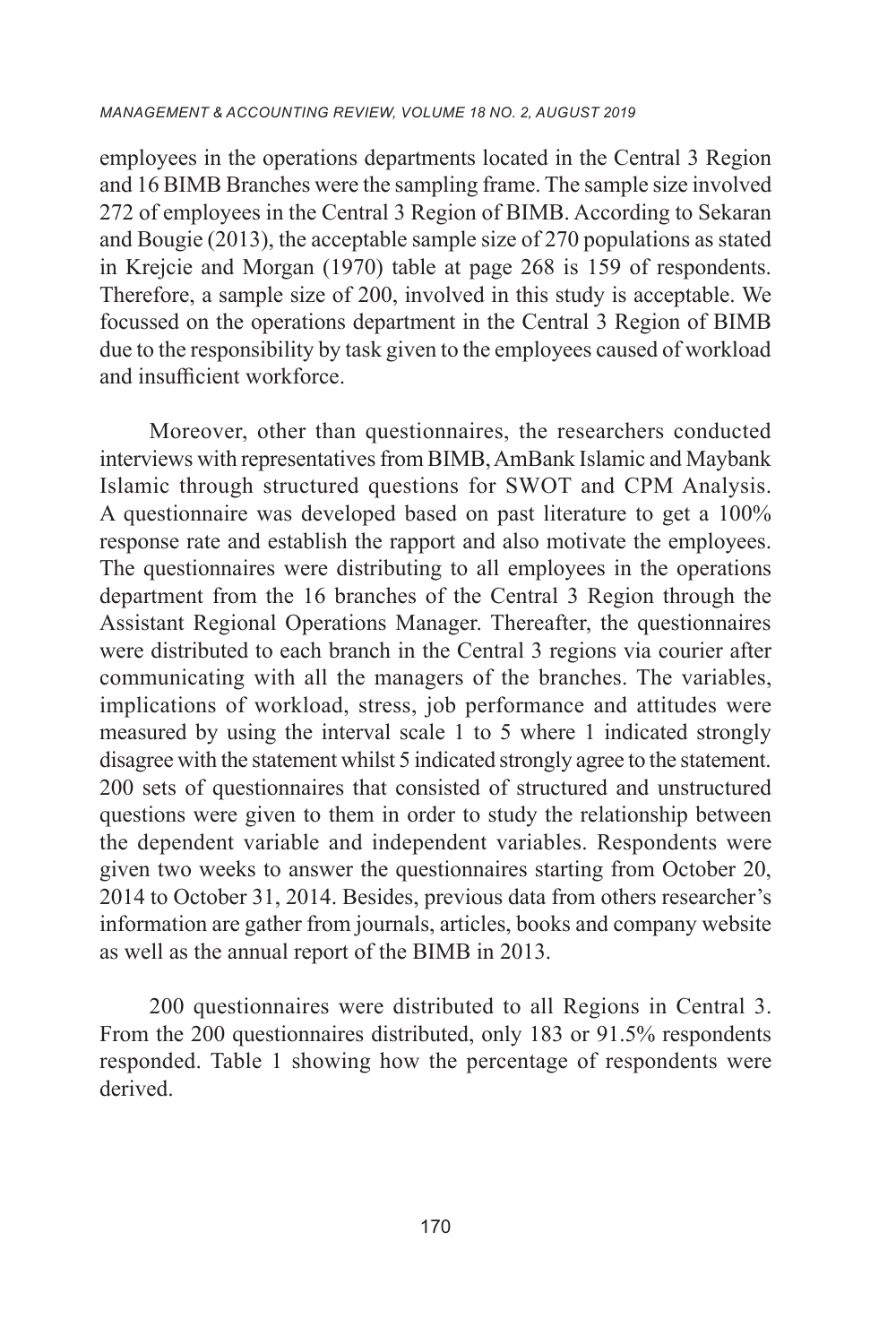employees in the operations departments located in the Central 3 Region and 16 BIMB Branches were the sampling frame. The sample size involved 272 of employees in the Central 3 Region of BIMB. According to Sekaran and Bougie (2013), the acceptable sample size of 270 populations as stated in Krejcie and Morgan (1970) table at page 268 is 159 of respondents. Therefore, a sample size of 200, involved in this study is acceptable. We focussed on the operations department in the Central 3 Region of BIMB due to the responsibility by task given to the employees caused of workload and insufficient workforce.

Moreover, other than questionnaires, the researchers conducted interviews with representatives from BIMB, AmBank Islamic and Maybank Islamic through structured questions for SWOT and CPM Analysis. A questionnaire was developed based on past literature to get a 100% response rate and establish the rapport and also motivate the employees. The questionnaires were distributing to all employees in the operations department from the 16 branches of the Central 3 Region through the Assistant Regional Operations Manager. Thereafter, the questionnaires were distributed to each branch in the Central 3 regions via courier after communicating with all the managers of the branches. The variables, implications of workload, stress, job performance and attitudes were measured by using the interval scale 1 to 5 where 1 indicated strongly disagree with the statement whilst 5 indicated strongly agree to the statement. 200 sets of questionnaires that consisted of structured and unstructured questions were given to them in order to study the relationship between the dependent variable and independent variables. Respondents were given two weeks to answer the questionnaires starting from October 20, 2014 to October 31, 2014. Besides, previous data from others researcher's information are gather from journals, articles, books and company website as well as the annual report of the BIMB in 2013.

200 questionnaires were distributed to all Regions in Central 3. From the 200 questionnaires distributed, only 183 or 91.5% respondents responded. Table 1 showing how the percentage of respondents were derived.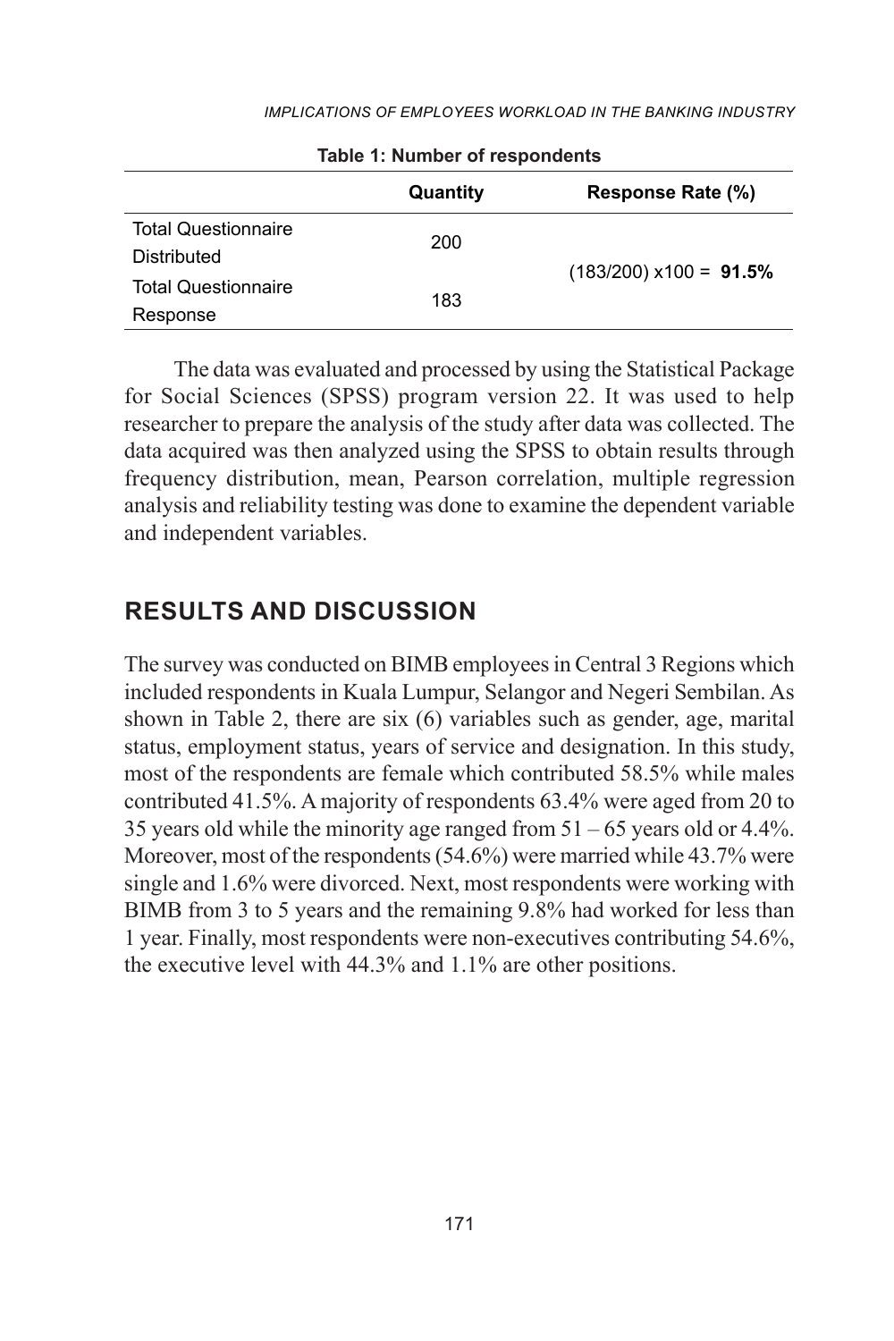**Table 1: Number of respondents**

| | Quantity | Response Rate (%) |
|---|---|---|
| Total Questionnaire Distributed | 200 | (183/200) x100 = **91.5%** |
| Total Questionnaire Response | 183 | |

The data was evaluated and processed by using the Statistical Package for Social Sciences (SPSS) program version 22. It was used to help researcher to prepare the analysis of the study after data was collected. The data acquired was then analyzed using the SPSS to obtain results through frequency distribution, mean, Pearson correlation, multiple regression analysis and reliability testing was done to examine the dependent variable and independent variables.

## RESULTS AND DISCUSSION

The survey was conducted on BIMB employees in Central 3 Regions which included respondents in Kuala Lumpur, Selangor and Negeri Sembilan. As shown in Table 2, there are six (6) variables such as gender, age, marital status, employment status, years of service and designation. In this study, most of the respondents are female which contributed 58.5% while males contributed 41.5%. A majority of respondents 63.4% were aged from 20 to 35 years old while the minority age ranged from 51 – 65 years old or 4.4%. Moreover, most of the respondents (54.6%) were married while 43.7% were single and 1.6% were divorced. Next, most respondents were working with BIMB from 3 to 5 years and the remaining 9.8% had worked for less than 1 year. Finally, most respondents were non-executives contributing 54.6%, the executive level with 44.3% and 1.1% are other positions.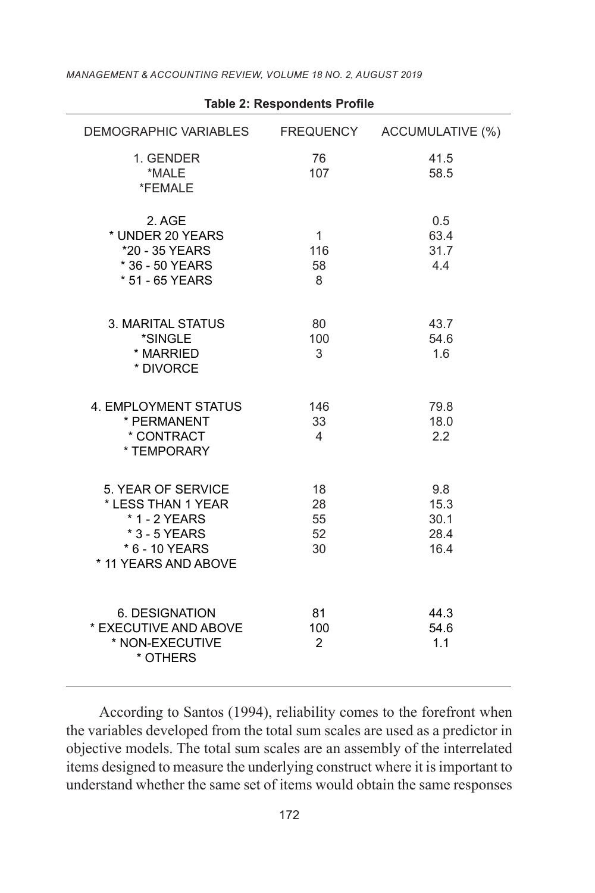**Table 2: Respondents Profile**

| DEMOGRAPHIC VARIABLES | FREQUENCY | ACCUMULATIVE (%) |
|---|---|---|
| 1. GENDER | 76 | 41.5 |
| *MALE | 107 | 58.5 |
| *FEMALE | | |
| 2. AGE | | 0.5 |
| * UNDER 20 YEARS | 1 | 63.4 |
| *20 - 35 YEARS | 116 | 31.7 |
| * 36 - 50 YEARS | 58 | 4.4 |
| * 51 - 65 YEARS | 8 | |
| 3. MARITAL STATUS | 80 | 43.7 |
| *SINGLE | 100 | 54.6 |
| * MARRIED | 3 | 1.6 |
| * DIVORCE | | |
| 4. EMPLOYMENT STATUS | 146 | 79.8 |
| * PERMANENT | 33 | 18.0 |
| * CONTRACT | 4 | 2.2 |
| * TEMPORARY | | |
| 5. YEAR OF SERVICE | 18 | 9.8 |
| * LESS THAN 1 YEAR | 28 | 15.3 |
| * 1 - 2 YEARS | 55 | 30.1 |
| * 3 - 5 YEARS | 52 | 28.4 |
| * 6 - 10 YEARS | 30 | 16.4 |
| * 11 YEARS AND ABOVE | | |
| 6. DESIGNATION | 81 | 44.3 |
| * EXECUTIVE AND ABOVE | 100 | 54.6 |
| * NON-EXECUTIVE | 2 | 1.1 |
| * OTHERS | | |

According to Santos (1994), reliability comes to the forefront when the variables developed from the total sum scales are used as a predictor in objective models. The total sum scales are an assembly of the interrelated items designed to measure the underlying construct where it is important to understand whether the same set of items would obtain the same responses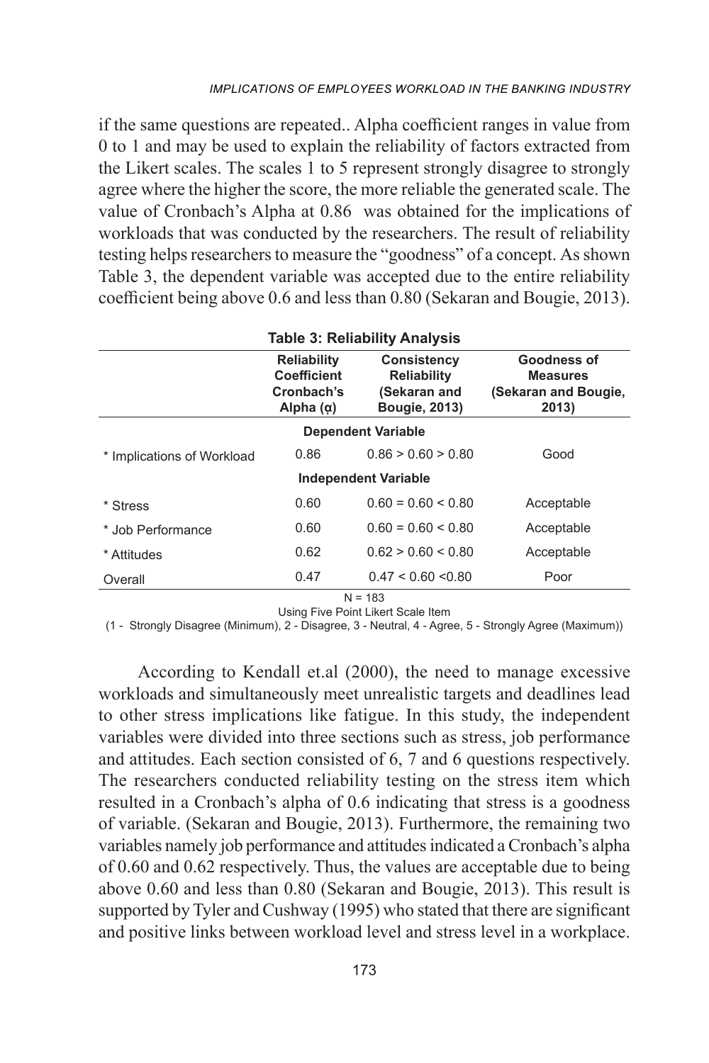if the same questions are repeated.. Alpha coefficient ranges in value from 0 to 1 and may be used to explain the reliability of factors extracted from the Likert scales. The scales 1 to 5 represent strongly disagree to strongly agree where the higher the score, the more reliable the generated scale. The value of Cronbach's Alpha at 0.86 was obtained for the implications of workloads that was conducted by the researchers. The result of reliability testing helps researchers to measure the "goodness" of a concept. As shown Table 3, the dependent variable was accepted due to the entire reliability coefficient being above 0.6 and less than 0.80 (Sekaran and Bougie, 2013).

**Table 3: Reliability Analysis**

| | Reliability Coefficient Cronbach's Alpha (α) | Consistency Reliability (Sekaran and Bougie, 2013) | Goodness of Measures (Sekaran and Bougie, 2013) |
|---|---|---|---|
| | **Dependent Variable** | | |
| * Implications of Workload | 0.86 | 0.86 > 0.60 > 0.80 | Good |
| | **Independent Variable** | | |
| * Stress | 0.60 | 0.60 = 0.60 < 0.80 | Acceptable |
| * Job Performance | 0.60 | 0.60 = 0.60 < 0.80 | Acceptable |
| * Attitudes | 0.62 | 0.62 > 0.60 < 0.80 | Acceptable |
| Overall | 0.47 | 0.47 < 0.60 <0.80 | Poor |

N = 183

Using Five Point Likert Scale Item

(1 - Strongly Disagree (Minimum), 2 - Disagree, 3 - Neutral, 4 - Agree, 5 - Strongly Agree (Maximum))

According to Kendall et.al (2000), the need to manage excessive workloads and simultaneously meet unrealistic targets and deadlines lead to other stress implications like fatigue. In this study, the independent variables were divided into three sections such as stress, job performance and attitudes. Each section consisted of 6, 7 and 6 questions respectively. The researchers conducted reliability testing on the stress item which resulted in a Cronbach's alpha of 0.6 indicating that stress is a goodness of variable. (Sekaran and Bougie, 2013). Furthermore, the remaining two variables namely job performance and attitudes indicated a Cronbach's alpha of 0.60 and 0.62 respectively. Thus, the values are acceptable due to being above 0.60 and less than 0.80 (Sekaran and Bougie, 2013). This result is supported by Tyler and Cushway (1995) who stated that there are significant and positive links between workload level and stress level in a workplace.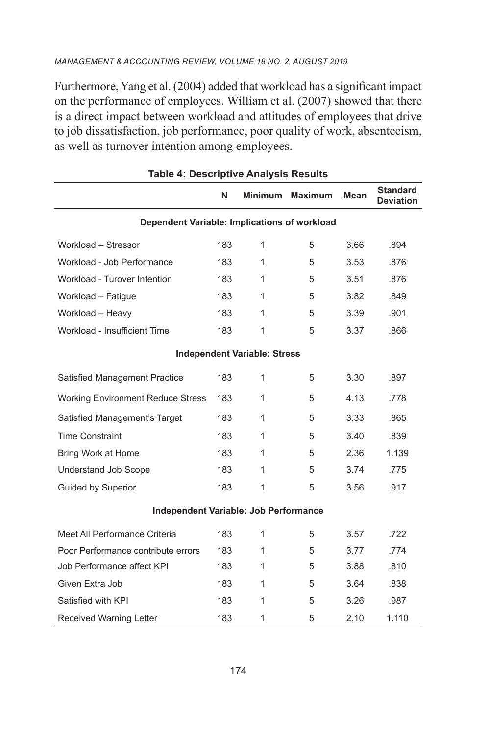Furthermore, Yang et al. (2004) added that workload has a significant impact on the performance of employees. William et al. (2007) showed that there is a direct impact between workload and attitudes of employees that drive to job dissatisfaction, job performance, poor quality of work, absenteeism, as well as turnover intention among employees.

**Table 4: Descriptive Analysis Results**

| | N | Minimum | Maximum | Mean | Standard Deviation |
|---|---|---|---|---|---|
| **Dependent Variable: Implications of workload** | | | | | |
| Workload – Stressor | 183 | 1 | 5 | 3.66 | .894 |
| Workload - Job Performance | 183 | 1 | 5 | 3.53 | .876 |
| Workload - Turover Intention | 183 | 1 | 5 | 3.51 | .876 |
| Workload – Fatigue | 183 | 1 | 5 | 3.82 | .849 |
| Workload – Heavy | 183 | 1 | 5 | 3.39 | .901 |
| Workload - Insufficient Time | 183 | 1 | 5 | 3.37 | .866 |
| **Independent Variable: Stress** | | | | | |
| Satisfied Management Practice | 183 | 1 | 5 | 3.30 | .897 |
| Working Environment Reduce Stress | 183 | 1 | 5 | 4.13 | .778 |
| Satisfied Management's Target | 183 | 1 | 5 | 3.33 | .865 |
| Time Constraint | 183 | 1 | 5 | 3.40 | .839 |
| Bring Work at Home | 183 | 1 | 5 | 2.36 | 1.139 |
| Understand Job Scope | 183 | 1 | 5 | 3.74 | .775 |
| Guided by Superior | 183 | 1 | 5 | 3.56 | .917 |
| **Independent Variable: Job Performance** | | | | | |
| Meet All Performance Criteria | 183 | 1 | 5 | 3.57 | .722 |
| Poor Performance contribute errors | 183 | 1 | 5 | 3.77 | .774 |
| Job Performance affect KPI | 183 | 1 | 5 | 3.88 | .810 |
| Given Extra Job | 183 | 1 | 5 | 3.64 | .838 |
| Satisfied with KPI | 183 | 1 | 5 | 3.26 | .987 |
| Received Warning Letter | 183 | 1 | 5 | 2.10 | 1.110 |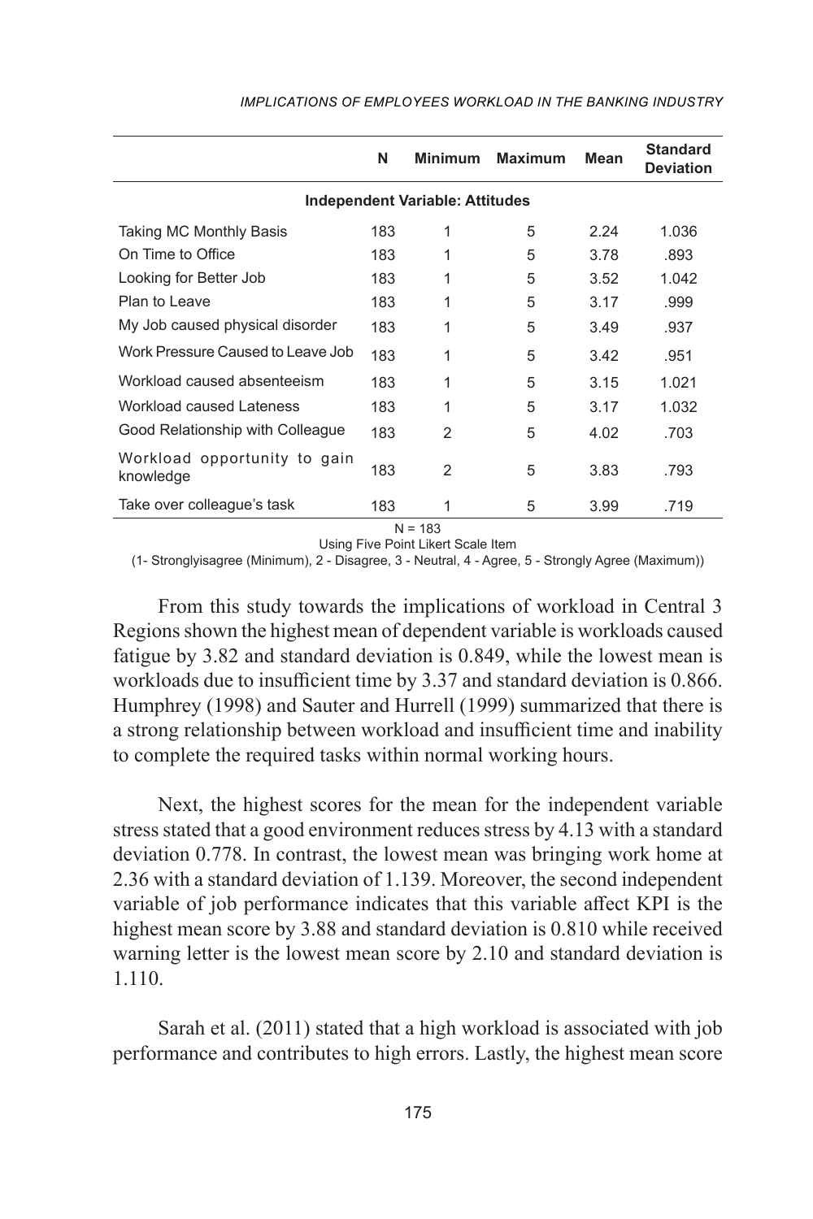| | N | Minimum | Maximum | Mean | Standard Deviation |
|---|---|---|---|---|---|
| **Independent Variable: Attitudes** | | | | | |
| Taking MC Monthly Basis | 183 | 1 | 5 | 2.24 | 1.036 |
| On Time to Office | 183 | 1 | 5 | 3.78 | .893 |
| Looking for Better Job | 183 | 1 | 5 | 3.52 | 1.042 |
| Plan to Leave | 183 | 1 | 5 | 3.17 | .999 |
| My Job caused physical disorder | 183 | 1 | 5 | 3.49 | .937 |
| Work Pressure Caused to Leave Job | 183 | 1 | 5 | 3.42 | .951 |
| Workload caused absenteeism | 183 | 1 | 5 | 3.15 | 1.021 |
| Workload caused Lateness | 183 | 1 | 5 | 3.17 | 1.032 |
| Good Relationship with Colleague | 183 | 2 | 5 | 4.02 | .703 |
| Workload opportunity to gain knowledge | 183 | 2 | 5 | 3.83 | .793 |
| Take over colleague's task | 183 | 1 | 5 | 3.99 | .719 |

N = 183

Using Five Point Likert Scale Item

(1- Stronglyisagree (Minimum), 2 - Disagree, 3 - Neutral, 4 - Agree, 5 - Strongly Agree (Maximum))

From this study towards the implications of workload in Central 3 Regions shown the highest mean of dependent variable is workloads caused fatigue by 3.82 and standard deviation is 0.849, while the lowest mean is workloads due to insufficient time by 3.37 and standard deviation is 0.866. Humphrey (1998) and Sauter and Hurrell (1999) summarized that there is a strong relationship between workload and insufficient time and inability to complete the required tasks within normal working hours.

Next, the highest scores for the mean for the independent variable stress stated that a good environment reduces stress by 4.13 with a standard deviation 0.778. In contrast, the lowest mean was bringing work home at 2.36 with a standard deviation of 1.139. Moreover, the second independent variable of job performance indicates that this variable affect KPI is the highest mean score by 3.88 and standard deviation is 0.810 while received warning letter is the lowest mean score by 2.10 and standard deviation is 1.110.

Sarah et al. (2011) stated that a high workload is associated with job performance and contributes to high errors. Lastly, the highest mean score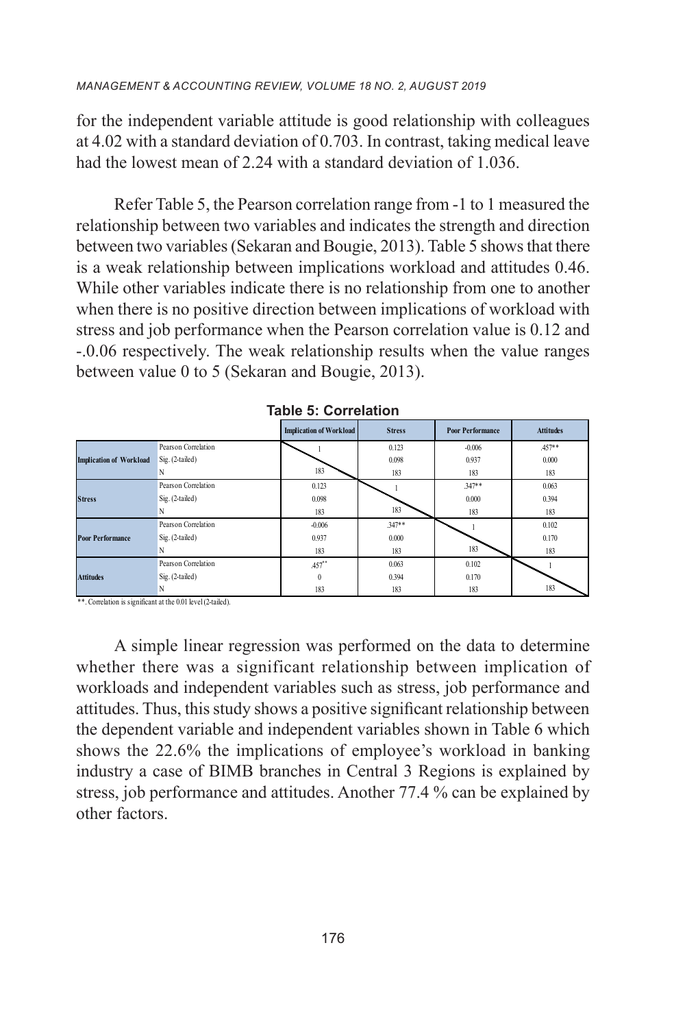for the independent variable attitude is good relationship with colleagues at 4.02 with a standard deviation of 0.703. In contrast, taking medical leave had the lowest mean of 2.24 with a standard deviation of 1.036.

Refer Table 5, the Pearson correlation range from -1 to 1 measured the relationship between two variables and indicates the strength and direction between two variables (Sekaran and Bougie, 2013). Table 5 shows that there is a weak relationship between implications workload and attitudes 0.46. While other variables indicate there is no relationship from one to another when there is no positive direction between implications of workload with stress and job performance when the Pearson correlation value is 0.12 and -.0.06 respectively. The weak relationship results when the value ranges between value 0 to 5 (Sekaran and Bougie, 2013).

**Table 5: Correlation**

| | | Implication of Workload | Stress | Poor Performance | Attitudes |
|---|---|---|---|---|---|
| **Implication of Workload** | Pearson Correlation | 1 | 0.123 | -0.006 | .457** |
| | Sig. (2-tailed) | | 0.098 | 0.937 | 0.000 |
| | N | 183 | 183 | 183 | 183 |
| **Stress** | Pearson Correlation | 0.123 | 1 | .347** | 0.063 |
| | Sig. (2-tailed) | 0.098 | | 0.000 | 0.394 |
| | N | 183 | 183 | 183 | 183 |
| **Poor Performance** | Pearson Correlation | -0.006 | .347** | 1 | 0.102 |
| | Sig. (2-tailed) | 0.937 | 0.000 | | 0.170 |
| | N | 183 | 183 | 183 | 183 |
| **Attitudes** | Pearson Correlation | .457** | 0.063 | 0.102 | 1 |
| | Sig. (2-tailed) | 0 | 0.394 | 0.170 | |
| | N | 183 | 183 | 183 | 183 |

**. Correlation is significant at the 0.01 level (2-tailed).

A simple linear regression was performed on the data to determine whether there was a significant relationship between implication of workloads and independent variables such as stress, job performance and attitudes. Thus, this study shows a positive significant relationship between the dependent variable and independent variables shown in Table 6 which shows the 22.6% the implications of employee's workload in banking industry a case of BIMB branches in Central 3 Regions is explained by stress, job performance and attitudes. Another 77.4 % can be explained by other factors.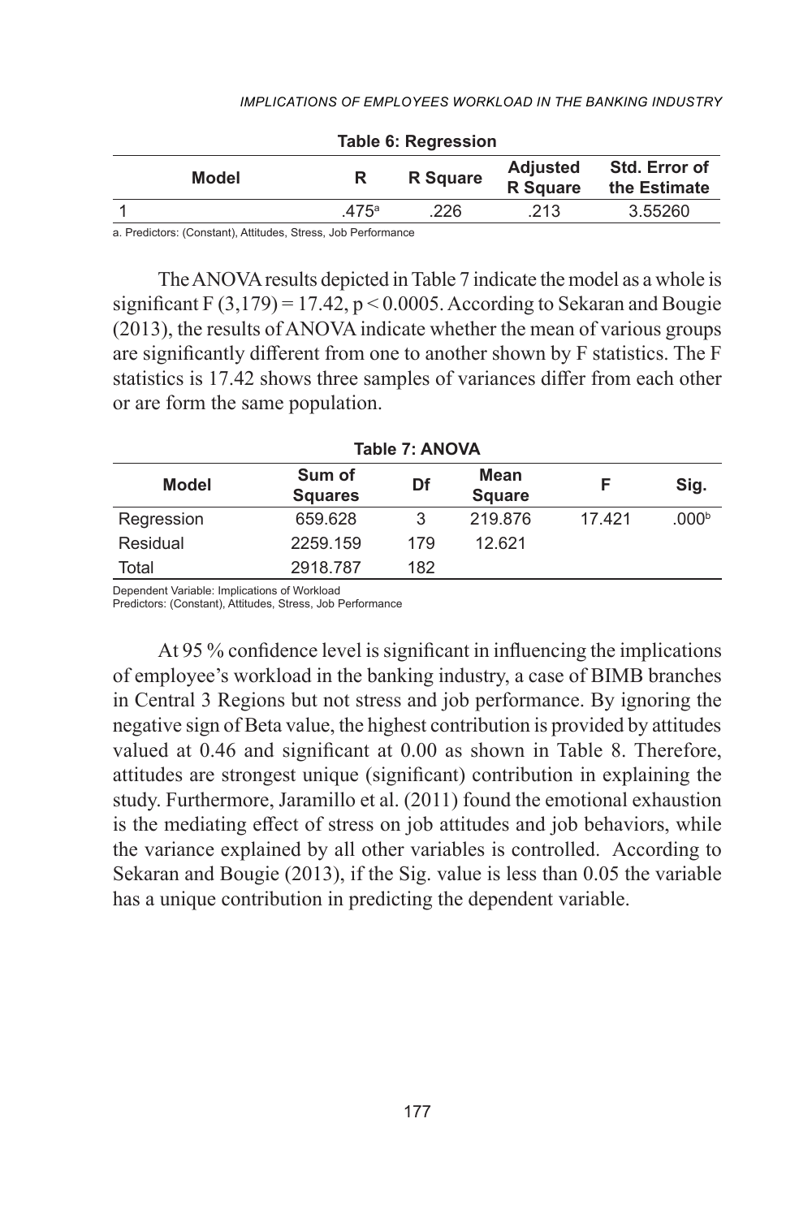**Table 6: Regression**

| Model | R | R Square | Adjusted R Square | Std. Error of the Estimate |
|---|---|---|---|---|
| 1 | .475[a] | .226 | .213 | 3.55260 |

a. Predictors: (Constant), Attitudes, Stress, Job Performance

The ANOVA results depicted in Table 7 indicate the model as a whole is significant $F(3,179) = 17.42$, $p < 0.0005$. According to Sekaran and Bougie (2013), the results of ANOVA indicate whether the mean of various groups are significantly different from one to another shown by F statistics. The F statistics is 17.42 shows three samples of variances differ from each other or are form the same population.

**Table 7: ANOVA**

| Model | Sum of Squares | Df | Mean Square | F | Sig. |
|---|---|---|---|---|---|
| Regression | 659.628 | 3 | 219.876 | 17.421 | .000[b] |
| Residual | 2259.159 | 179 | 12.621 | | |
| Total | 2918.787 | 182 | | | |

Dependent Variable: Implications of Workload
Predictors: (Constant), Attitudes, Stress, Job Performance

At 95 % confidence level is significant in influencing the implications of employee's workload in the banking industry, a case of BIMB branches in Central 3 Regions but not stress and job performance. By ignoring the negative sign of Beta value, the highest contribution is provided by attitudes valued at 0.46 and significant at 0.00 as shown in Table 8. Therefore, attitudes are strongest unique (significant) contribution in explaining the study. Furthermore, Jaramillo et al. (2011) found the emotional exhaustion is the mediating effect of stress on job attitudes and job behaviors, while the variance explained by all other variables is controlled. According to Sekaran and Bougie (2013), if the Sig. value is less than 0.05 the variable has a unique contribution in predicting the dependent variable.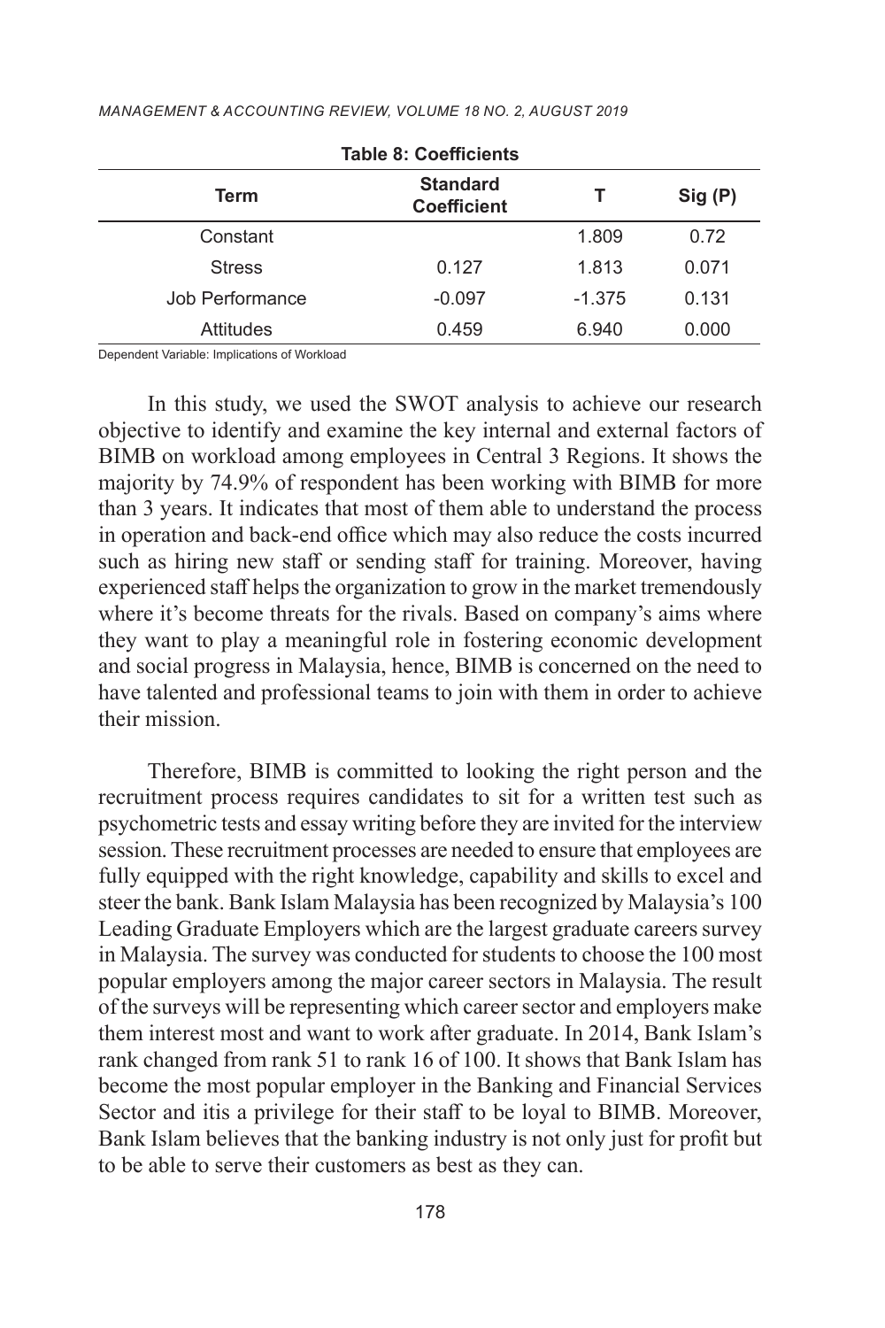**Table 8: Coefficients**

| Term | Standard Coefficient | T | Sig (P) |
|---|---|---|---|
| Constant | | 1.809 | 0.72 |
| Stress | 0.127 | 1.813 | 0.071 |
| Job Performance | -0.097 | -1.375 | 0.131 |
| Attitudes | 0.459 | 6.940 | 0.000 |

Dependent Variable: Implications of Workload

In this study, we used the SWOT analysis to achieve our research objective to identify and examine the key internal and external factors of BIMB on workload among employees in Central 3 Regions. It shows the majority by 74.9% of respondent has been working with BIMB for more than 3 years. It indicates that most of them able to understand the process in operation and back-end office which may also reduce the costs incurred such as hiring new staff or sending staff for training. Moreover, having experienced staff helps the organization to grow in the market tremendously where it's become threats for the rivals. Based on company's aims where they want to play a meaningful role in fostering economic development and social progress in Malaysia, hence, BIMB is concerned on the need to have talented and professional teams to join with them in order to achieve their mission.

Therefore, BIMB is committed to looking the right person and the recruitment process requires candidates to sit for a written test such as psychometric tests and essay writing before they are invited for the interview session. These recruitment processes are needed to ensure that employees are fully equipped with the right knowledge, capability and skills to excel and steer the bank. Bank Islam Malaysia has been recognized by Malaysia's 100 Leading Graduate Employers which are the largest graduate careers survey in Malaysia. The survey was conducted for students to choose the 100 most popular employers among the major career sectors in Malaysia. The result of the surveys will be representing which career sector and employers make them interest most and want to work after graduate. In 2014, Bank Islam's rank changed from rank 51 to rank 16 of 100. It shows that Bank Islam has become the most popular employer in the Banking and Financial Services Sector and itis a privilege for their staff to be loyal to BIMB. Moreover, Bank Islam believes that the banking industry is not only just for profit but to be able to serve their customers as best as they can.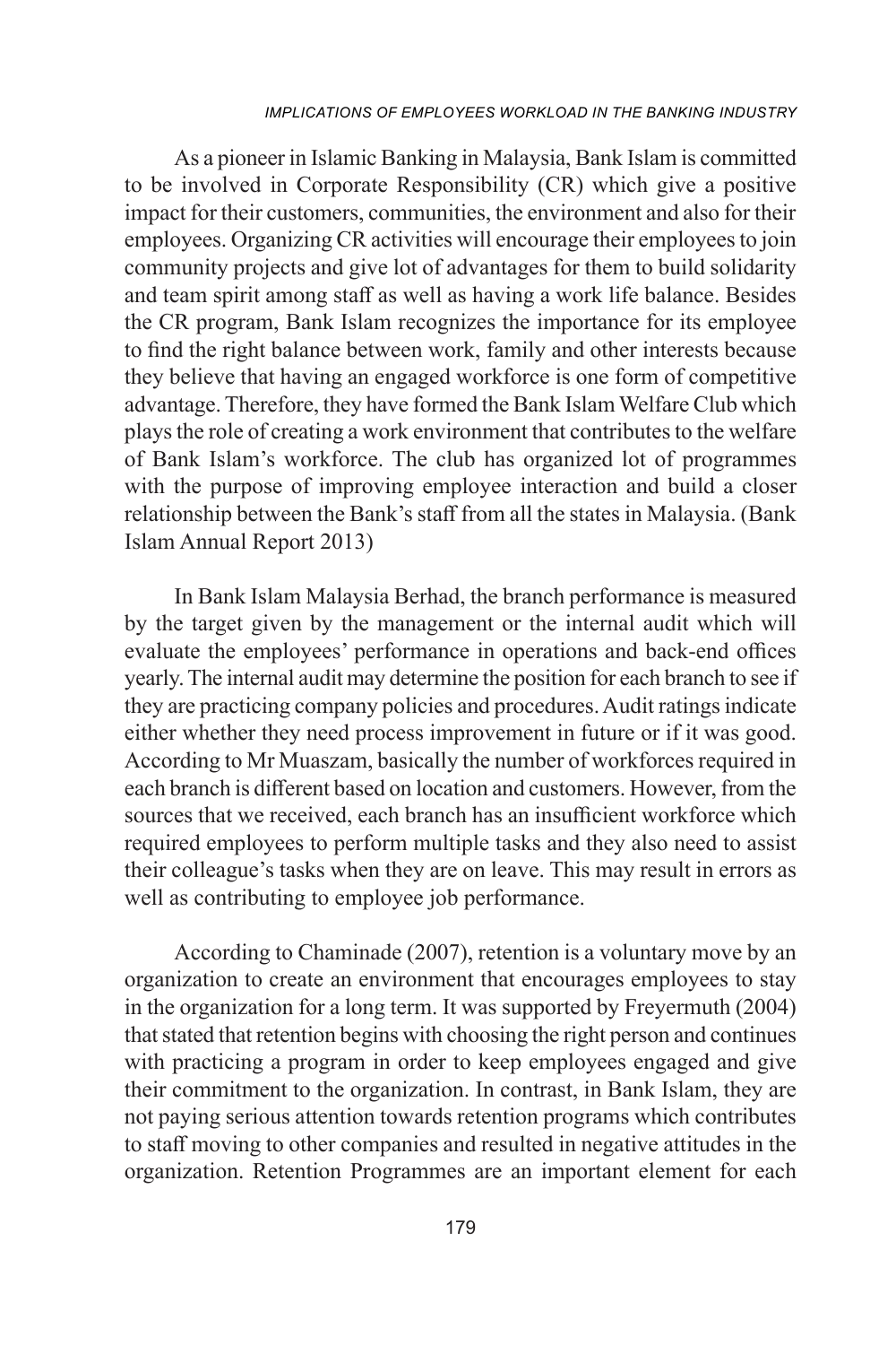As a pioneer in Islamic Banking in Malaysia, Bank Islam is committed to be involved in Corporate Responsibility (CR) which give a positive impact for their customers, communities, the environment and also for their employees. Organizing CR activities will encourage their employees to join community projects and give lot of advantages for them to build solidarity and team spirit among staff as well as having a work life balance. Besides the CR program, Bank Islam recognizes the importance for its employee to find the right balance between work, family and other interests because they believe that having an engaged workforce is one form of competitive advantage. Therefore, they have formed the Bank Islam Welfare Club which plays the role of creating a work environment that contributes to the welfare of Bank Islam's workforce. The club has organized lot of programmes with the purpose of improving employee interaction and build a closer relationship between the Bank's staff from all the states in Malaysia. (Bank Islam Annual Report 2013)

In Bank Islam Malaysia Berhad, the branch performance is measured by the target given by the management or the internal audit which will evaluate the employees' performance in operations and back-end offices yearly. The internal audit may determine the position for each branch to see if they are practicing company policies and procedures. Audit ratings indicate either whether they need process improvement in future or if it was good. According to Mr Muaszam, basically the number of workforces required in each branch is different based on location and customers. However, from the sources that we received, each branch has an insufficient workforce which required employees to perform multiple tasks and they also need to assist their colleague's tasks when they are on leave. This may result in errors as well as contributing to employee job performance.

According to Chaminade (2007), retention is a voluntary move by an organization to create an environment that encourages employees to stay in the organization for a long term. It was supported by Freyermuth (2004) that stated that retention begins with choosing the right person and continues with practicing a program in order to keep employees engaged and give their commitment to the organization. In contrast, in Bank Islam, they are not paying serious attention towards retention programs which contributes to staff moving to other companies and resulted in negative attitudes in the organization. Retention Programmes are an important element for each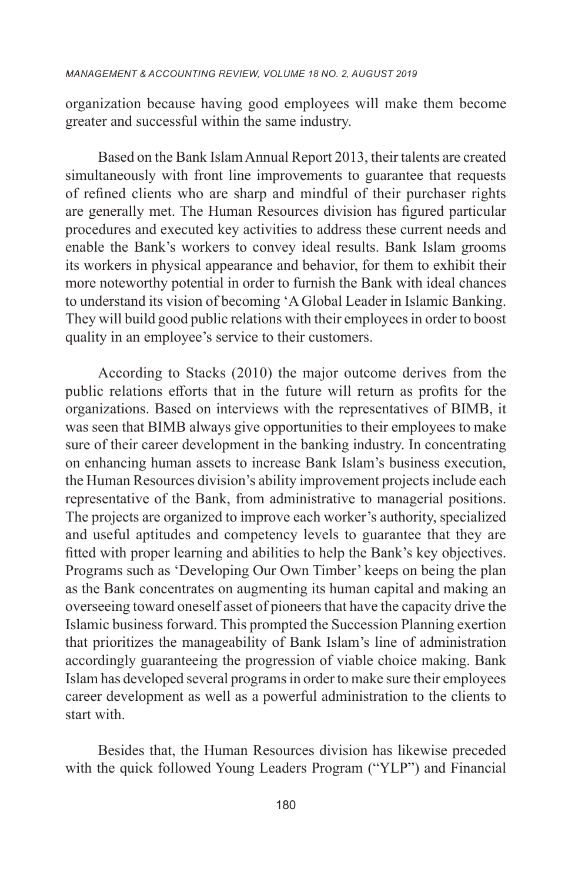organization because having good employees will make them become greater and successful within the same industry.

Based on the Bank Islam Annual Report 2013, their talents are created simultaneously with front line improvements to guarantee that requests of refined clients who are sharp and mindful of their purchaser rights are generally met. The Human Resources division has figured particular procedures and executed key activities to address these current needs and enable the Bank's workers to convey ideal results. Bank Islam grooms its workers in physical appearance and behavior, for them to exhibit their more noteworthy potential in order to furnish the Bank with ideal chances to understand its vision of becoming 'A Global Leader in Islamic Banking. They will build good public relations with their employees in order to boost quality in an employee's service to their customers.

According to Stacks (2010) the major outcome derives from the public relations efforts that in the future will return as profits for the organizations. Based on interviews with the representatives of BIMB, it was seen that BIMB always give opportunities to their employees to make sure of their career development in the banking industry. In concentrating on enhancing human assets to increase Bank Islam's business execution, the Human Resources division's ability improvement projects include each representative of the Bank, from administrative to managerial positions. The projects are organized to improve each worker's authority, specialized and useful aptitudes and competency levels to guarantee that they are fitted with proper learning and abilities to help the Bank's key objectives. Programs such as 'Developing Our Own Timber' keeps on being the plan as the Bank concentrates on augmenting its human capital and making an overseeing toward oneself asset of pioneers that have the capacity drive the Islamic business forward. This prompted the Succession Planning exertion that prioritizes the manageability of Bank Islam's line of administration accordingly guaranteeing the progression of viable choice making. Bank Islam has developed several programs in order to make sure their employees career development as well as a powerful administration to the clients to start with.

Besides that, the Human Resources division has likewise preceded with the quick followed Young Leaders Program ("YLP") and Financial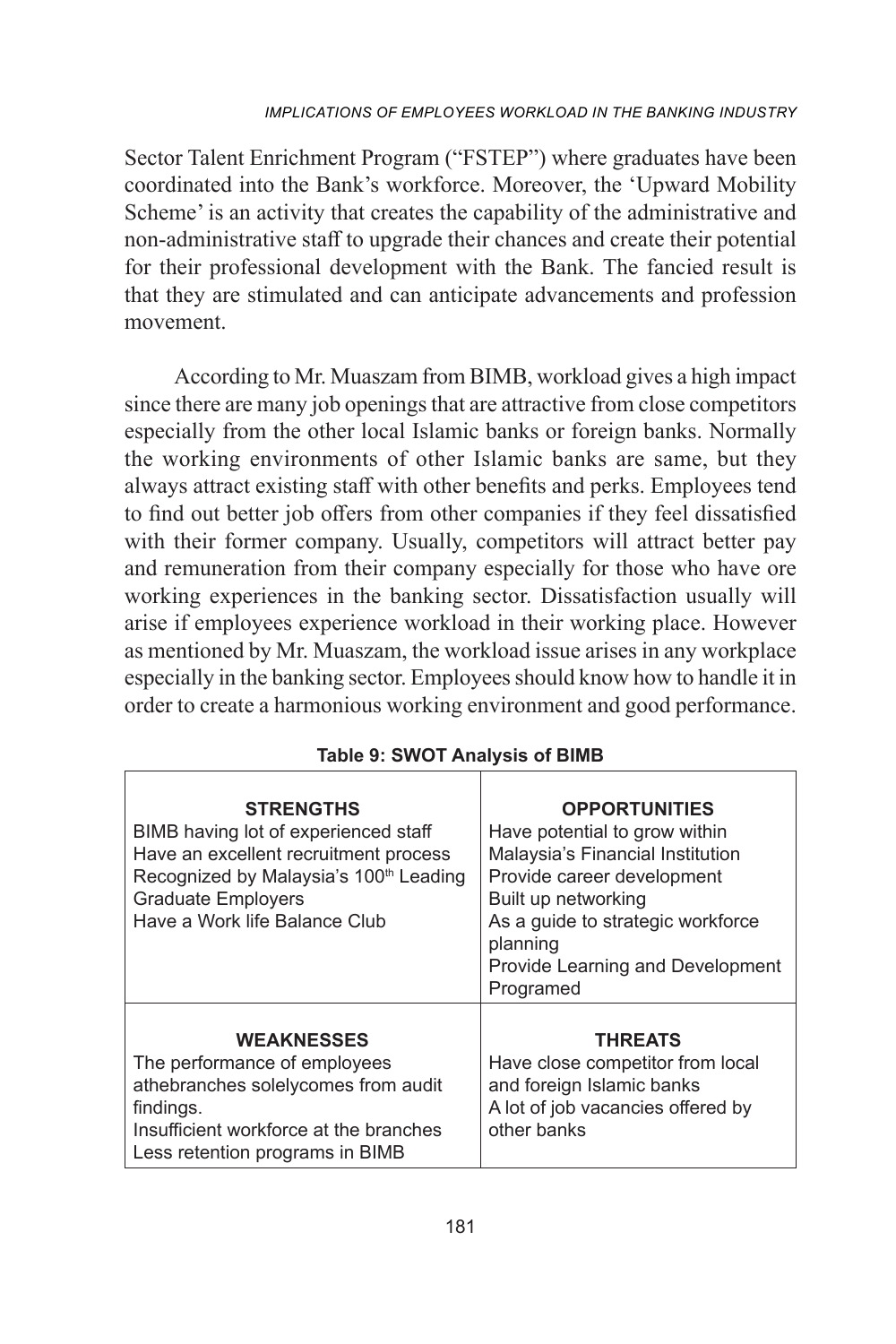Sector Talent Enrichment Program ("FSTEP") where graduates have been coordinated into the Bank's workforce. Moreover, the 'Upward Mobility Scheme' is an activity that creates the capability of the administrative and non-administrative staff to upgrade their chances and create their potential for their professional development with the Bank. The fancied result is that they are stimulated and can anticipate advancements and profession movement.

According to Mr. Muaszam from BIMB, workload gives a high impact since there are many job openings that are attractive from close competitors especially from the other local Islamic banks or foreign banks. Normally the working environments of other Islamic banks are same, but they always attract existing staff with other benefits and perks. Employees tend to find out better job offers from other companies if they feel dissatisfied with their former company. Usually, competitors will attract better pay and remuneration from their company especially for those who have ore working experiences in the banking sector. Dissatisfaction usually will arise if employees experience workload in their working place. However as mentioned by Mr. Muaszam, the workload issue arises in any workplace especially in the banking sector. Employees should know how to handle it in order to create a harmonious working environment and good performance.

**Table 9: SWOT Analysis of BIMB**

| **STRENGTHS** | **OPPORTUNITIES** |
|---|---|
| BIMB having lot of experienced staff<br>Have an excellent recruitment process<br>Recognized by Malaysia's 100th Leading Graduate Employers<br>Have a Work life Balance Club | Have potential to grow within Malaysia's Financial Institution<br>Provide career development<br>Built up networking<br>As a guide to strategic workforce planning<br>Provide Learning and Development Programed |
| **WEAKNESSES** | **THREATS** |
| The performance of employees athebranches solelycomes from audit findings.<br>Insufficient workforce at the branches<br>Less retention programs in BIMB | Have close competitor from local and foreign Islamic banks<br>A lot of job vacancies offered by other banks |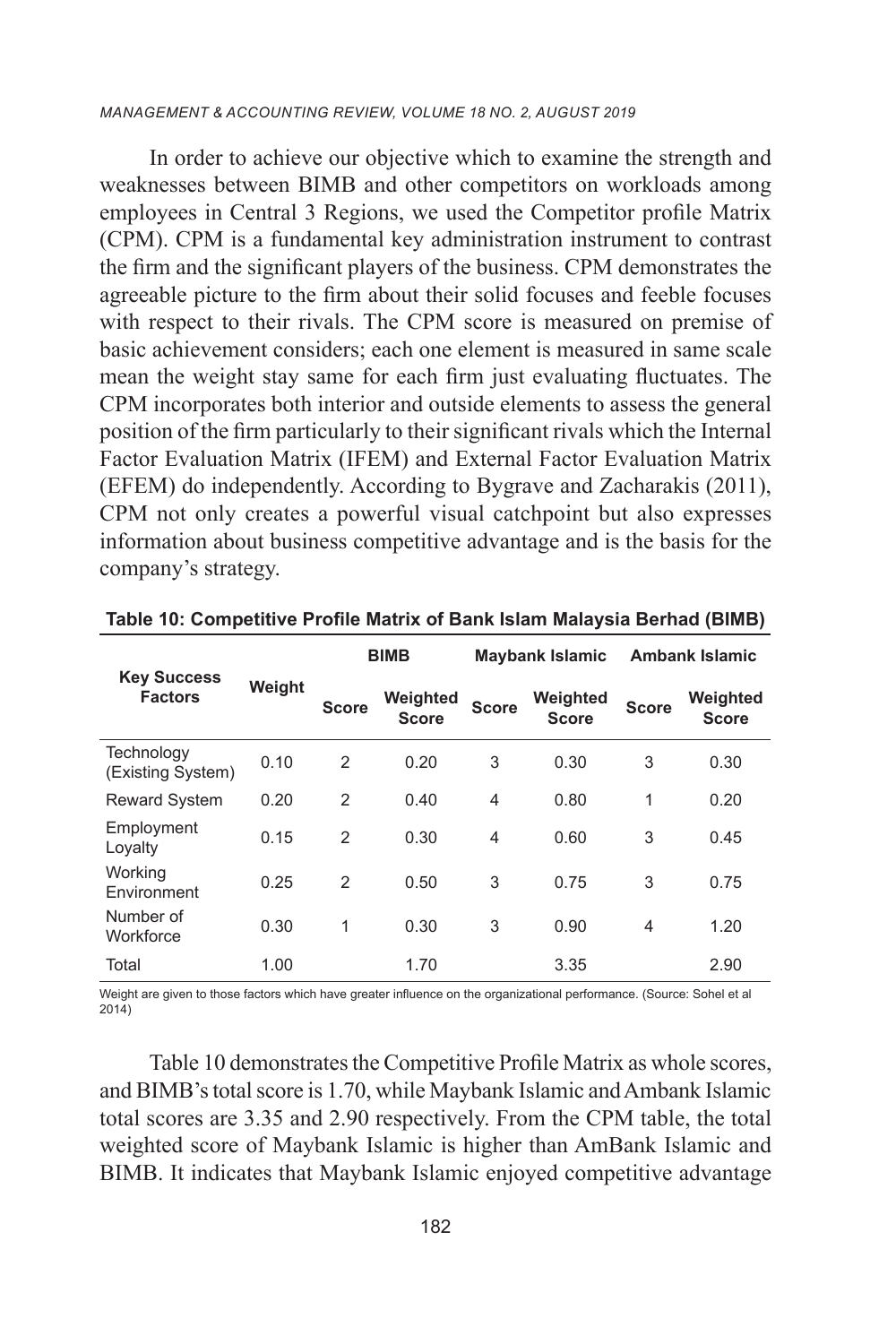In order to achieve our objective which to examine the strength and weaknesses between BIMB and other competitors on workloads among employees in Central 3 Regions, we used the Competitor profile Matrix (CPM). CPM is a fundamental key administration instrument to contrast the firm and the significant players of the business. CPM demonstrates the agreeable picture to the firm about their solid focuses and feeble focuses with respect to their rivals. The CPM score is measured on premise of basic achievement considers; each one element is measured in same scale mean the weight stay same for each firm just evaluating fluctuates. The CPM incorporates both interior and outside elements to assess the general position of the firm particularly to their significant rivals which the Internal Factor Evaluation Matrix (IFEM) and External Factor Evaluation Matrix (EFEM) do independently. According to Bygrave and Zacharakis (2011), CPM not only creates a powerful visual catchpoint but also expresses information about business competitive advantage and is the basis for the company's strategy.

**Table 10: Competitive Profile Matrix of Bank Islam Malaysia Berhad (BIMB)**

| Key Success Factors | Weight | BIMB | | Maybank Islamic | | Ambank Islamic | |
|---|---|---|---|---|---|---|---|
| | | Score | Weighted Score | Score | Weighted Score | Score | Weighted Score |
| Technology (Existing System) | 0.10 | 2 | 0.20 | 3 | 0.30 | 3 | 0.30 |
| Reward System | 0.20 | 2 | 0.40 | 4 | 0.80 | 1 | 0.20 |
| Employment Loyalty | 0.15 | 2 | 0.30 | 4 | 0.60 | 3 | 0.45 |
| Working Environment | 0.25 | 2 | 0.50 | 3 | 0.75 | 3 | 0.75 |
| Number of Workforce | 0.30 | 1 | 0.30 | 3 | 0.90 | 4 | 1.20 |
| Total | 1.00 | | 1.70 | | 3.35 | | 2.90 |

Weight are given to those factors which have greater influence on the organizational performance. (Source: Sohel et al 2014)

Table 10 demonstrates the Competitive Profile Matrix as whole scores, and BIMB's total score is 1.70, while Maybank Islamic and Ambank Islamic total scores are 3.35 and 2.90 respectively. From the CPM table, the total weighted score of Maybank Islamic is higher than AmBank Islamic and BIMB. It indicates that Maybank Islamic enjoyed competitive advantage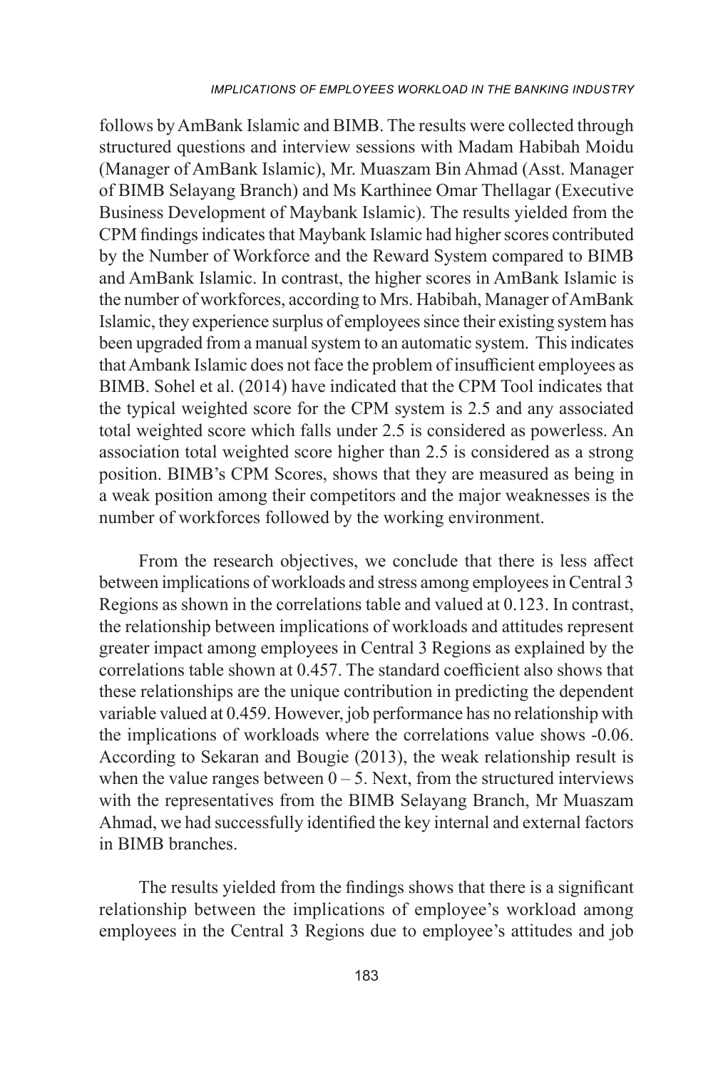follows by AmBank Islamic and BIMB. The results were collected through structured questions and interview sessions with Madam Habibah Moidu (Manager of AmBank Islamic), Mr. Muaszam Bin Ahmad (Asst. Manager of BIMB Selayang Branch) and Ms Karthinee Omar Thellagar (Executive Business Development of Maybank Islamic). The results yielded from the CPM findings indicates that Maybank Islamic had higher scores contributed by the Number of Workforce and the Reward System compared to BIMB and AmBank Islamic. In contrast, the higher scores in AmBank Islamic is the number of workforces, according to Mrs. Habibah, Manager of AmBank Islamic, they experience surplus of employees since their existing system has been upgraded from a manual system to an automatic system. This indicates that Ambank Islamic does not face the problem of insufficient employees as BIMB. Sohel et al. (2014) have indicated that the CPM Tool indicates that the typical weighted score for the CPM system is 2.5 and any associated total weighted score which falls under 2.5 is considered as powerless. An association total weighted score higher than 2.5 is considered as a strong position. BIMB's CPM Scores, shows that they are measured as being in a weak position among their competitors and the major weaknesses is the number of workforces followed by the working environment.

From the research objectives, we conclude that there is less affect between implications of workloads and stress among employees in Central 3 Regions as shown in the correlations table and valued at 0.123. In contrast, the relationship between implications of workloads and attitudes represent greater impact among employees in Central 3 Regions as explained by the correlations table shown at 0.457. The standard coefficient also shows that these relationships are the unique contribution in predicting the dependent variable valued at 0.459. However, job performance has no relationship with the implications of workloads where the correlations value shows -0.06. According to Sekaran and Bougie (2013), the weak relationship result is when the value ranges between 0 – 5. Next, from the structured interviews with the representatives from the BIMB Selayang Branch, Mr Muaszam Ahmad, we had successfully identified the key internal and external factors in BIMB branches.

The results yielded from the findings shows that there is a significant relationship between the implications of employee's workload among employees in the Central 3 Regions due to employee's attitudes and job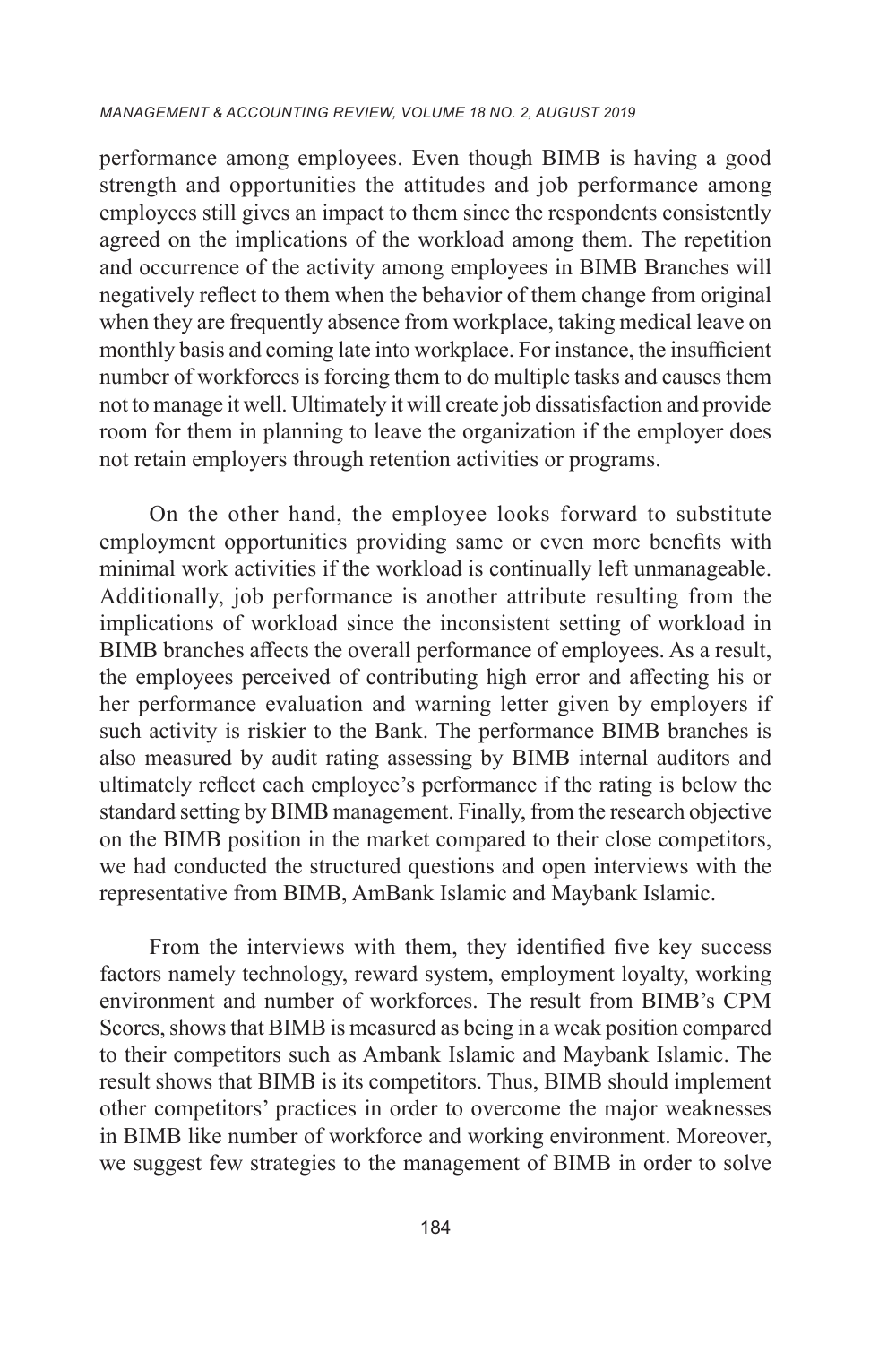performance among employees. Even though BIMB is having a good strength and opportunities the attitudes and job performance among employees still gives an impact to them since the respondents consistently agreed on the implications of the workload among them. The repetition and occurrence of the activity among employees in BIMB Branches will negatively reflect to them when the behavior of them change from original when they are frequently absence from workplace, taking medical leave on monthly basis and coming late into workplace. For instance, the insufficient number of workforces is forcing them to do multiple tasks and causes them not to manage it well. Ultimately it will create job dissatisfaction and provide room for them in planning to leave the organization if the employer does not retain employers through retention activities or programs.

On the other hand, the employee looks forward to substitute employment opportunities providing same or even more benefits with minimal work activities if the workload is continually left unmanageable. Additionally, job performance is another attribute resulting from the implications of workload since the inconsistent setting of workload in BIMB branches affects the overall performance of employees. As a result, the employees perceived of contributing high error and affecting his or her performance evaluation and warning letter given by employers if such activity is riskier to the Bank. The performance BIMB branches is also measured by audit rating assessing by BIMB internal auditors and ultimately reflect each employee's performance if the rating is below the standard setting by BIMB management. Finally, from the research objective on the BIMB position in the market compared to their close competitors, we had conducted the structured questions and open interviews with the representative from BIMB, AmBank Islamic and Maybank Islamic.

From the interviews with them, they identified five key success factors namely technology, reward system, employment loyalty, working environment and number of workforces. The result from BIMB's CPM Scores, shows that BIMB is measured as being in a weak position compared to their competitors such as Ambank Islamic and Maybank Islamic. The result shows that BIMB is its competitors. Thus, BIMB should implement other competitors' practices in order to overcome the major weaknesses in BIMB like number of workforce and working environment. Moreover, we suggest few strategies to the management of BIMB in order to solve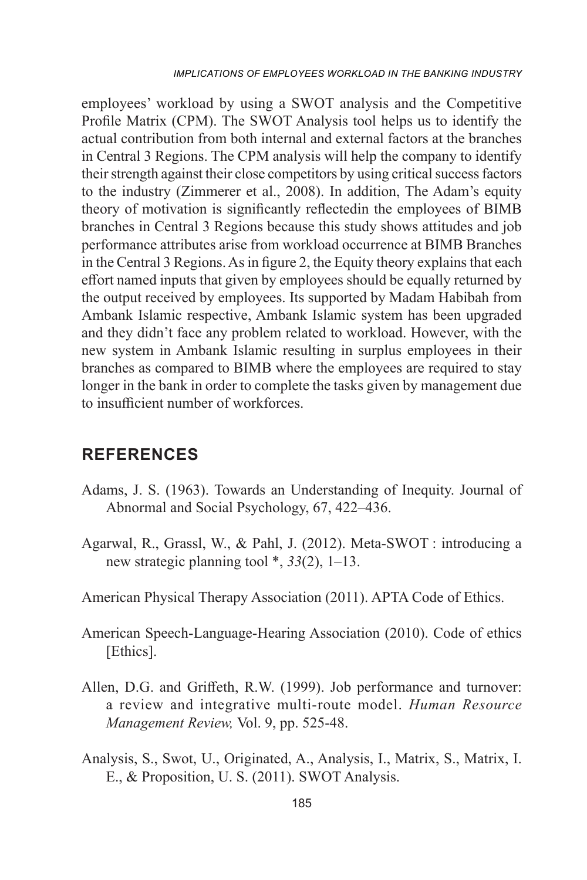employees' workload by using a SWOT analysis and the Competitive Profile Matrix (CPM). The SWOT Analysis tool helps us to identify the actual contribution from both internal and external factors at the branches in Central 3 Regions. The CPM analysis will help the company to identify their strength against their close competitors by using critical success factors to the industry (Zimmerer et al., 2008). In addition, The Adam's equity theory of motivation is significantly reflectedin the employees of BIMB branches in Central 3 Regions because this study shows attitudes and job performance attributes arise from workload occurrence at BIMB Branches in the Central 3 Regions. As in figure 2, the Equity theory explains that each effort named inputs that given by employees should be equally returned by the output received by employees. Its supported by Madam Habibah from Ambank Islamic respective, Ambank Islamic system has been upgraded and they didn't face any problem related to workload. However, with the new system in Ambank Islamic resulting in surplus employees in their branches as compared to BIMB where the employees are required to stay longer in the bank in order to complete the tasks given by management due to insufficient number of workforces.

## REFERENCES

Adams, J. S. (1963). Towards an Understanding of Inequity. Journal of Abnormal and Social Psychology, 67, 422–436.

Agarwal, R., Grassl, W., & Pahl, J. (2012). Meta-SWOT : introducing a new strategic planning tool *, *33*(2), 1–13.

American Physical Therapy Association (2011). APTA Code of Ethics.

American Speech-Language-Hearing Association (2010). Code of ethics [Ethics].

Allen, D.G. and Griffeth, R.W. (1999). Job performance and turnover: a review and integrative multi-route model. *Human Resource Management Review,* Vol. 9, pp. 525-48.

Analysis, S., Swot, U., Originated, A., Analysis, I., Matrix, S., Matrix, I. E., & Proposition, U. S. (2011). SWOT Analysis.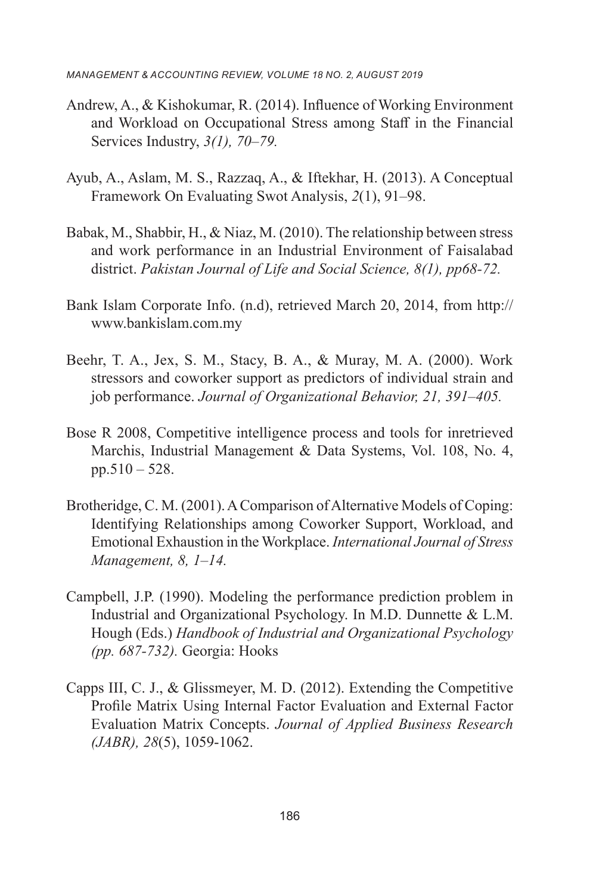Andrew, A., & Kishokumar, R. (2014). Influence of Working Environment and Workload on Occupational Stress among Staff in the Financial Services Industry, *3(1), 70–79.*

Ayub, A., Aslam, M. S., Razzaq, A., & Iftekhar, H. (2013). A Conceptual Framework On Evaluating Swot Analysis, *2*(1), 91–98.

Babak, M., Shabbir, H., & Niaz, M. (2010). The relationship between stress and work performance in an Industrial Environment of Faisalabad district. *Pakistan Journal of Life and Social Science, 8(1), pp68-72.*

Bank Islam Corporate Info. (n.d), retrieved March 20, 2014, from http://www.bankislam.com.my

Beehr, T. A., Jex, S. M., Stacy, B. A., & Muray, M. A. (2000). Work stressors and coworker support as predictors of individual strain and job performance. *Journal of Organizational Behavior, 21, 391–405.*

Bose R 2008, Competitive intelligence process and tools for inretrieved Marchis, Industrial Management & Data Systems, Vol. 108, No. 4, pp.510 – 528.

Brotheridge, C. M. (2001). A Comparison of Alternative Models of Coping: Identifying Relationships among Coworker Support, Workload, and Emotional Exhaustion in the Workplace. *International Journal of Stress Management, 8, 1–14.*

Campbell, J.P. (1990). Modeling the performance prediction problem in Industrial and Organizational Psychology. In M.D. Dunnette & L.M. Hough (Eds.) *Handbook of Industrial and Organizational Psychology (pp. 687-732).* Georgia: Hooks

Capps III, C. J., & Glissmeyer, M. D. (2012). Extending the Competitive Profile Matrix Using Internal Factor Evaluation and External Factor Evaluation Matrix Concepts. *Journal of Applied Business Research (JABR), 28*(5), 1059-1062.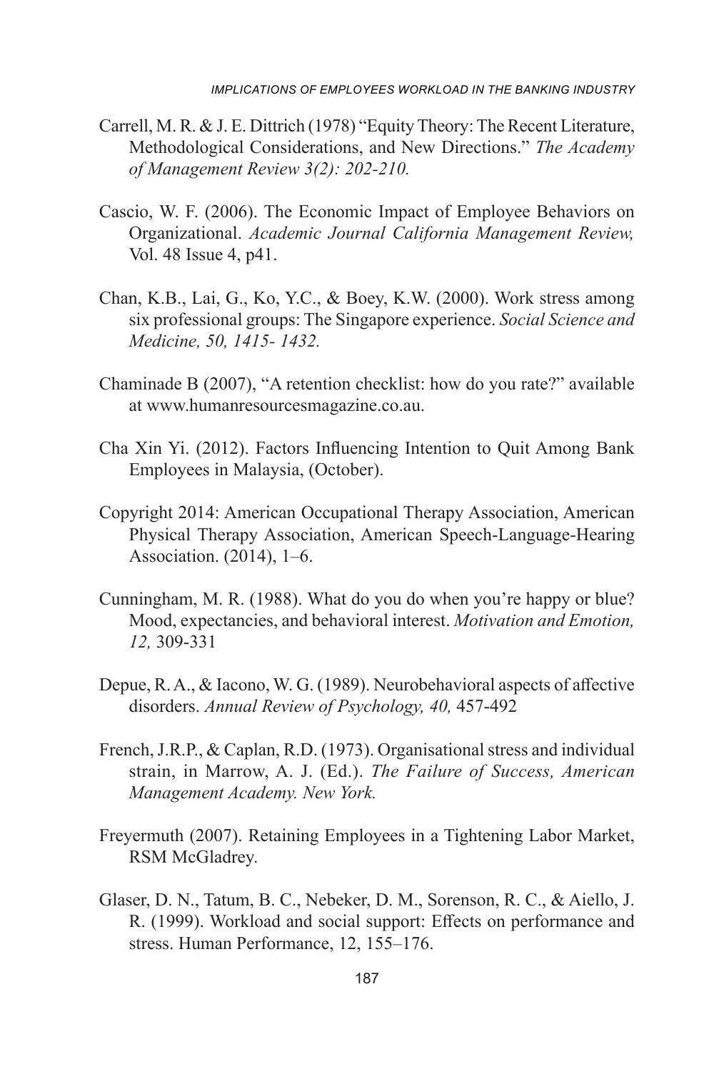Carrell, M. R. & J. E. Dittrich (1978) "Equity Theory: The Recent Literature, Methodological Considerations, and New Directions." *The Academy of Management Review 3(2): 202-210.*

Cascio, W. F. (2006). The Economic Impact of Employee Behaviors on Organizational. *Academic Journal California Management Review,* Vol. 48 Issue 4, p41.

Chan, K.B., Lai, G., Ko, Y.C., & Boey, K.W. (2000). Work stress among six professional groups: The Singapore experience. *Social Science and Medicine, 50, 1415- 1432.*

Chaminade B (2007), "A retention checklist: how do you rate?" available at www.humanresourcesmagazine.co.au.

Cha Xin Yi. (2012). Factors Influencing Intention to Quit Among Bank Employees in Malaysia, (October).

Copyright 2014: American Occupational Therapy Association, American Physical Therapy Association, American Speech-Language-Hearing Association. (2014), 1–6.

Cunningham, M. R. (1988). What do you do when you're happy or blue? Mood, expectancies, and behavioral interest. *Motivation and Emotion, 12,* 309-331

Depue, R. A., & Iacono, W. G. (1989). Neurobehavioral aspects of affective disorders. *Annual Review of Psychology, 40,* 457-492

French, J.R.P., & Caplan, R.D. (1973). Organisational stress and individual strain, in Marrow, A. J. (Ed.). *The Failure of Success, American Management Academy. New York.*

Freyermuth (2007). Retaining Employees in a Tightening Labor Market, RSM McGladrey.

Glaser, D. N., Tatum, B. C., Nebeker, D. M., Sorenson, R. C., & Aiello, J. R. (1999). Workload and social support: Effects on performance and stress. Human Performance, 12, 155–176.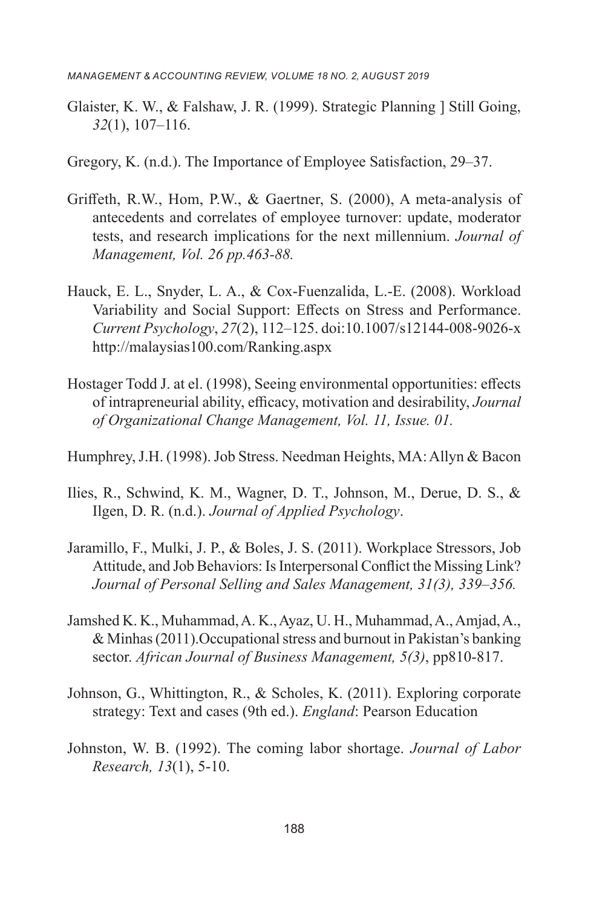Glaister, K. W., & Falshaw, J. R. (1999). Strategic Planning ] Still Going, *32*(1), 107–116.

Gregory, K. (n.d.). The Importance of Employee Satisfaction, 29–37.

Griffeth, R.W., Hom, P.W., & Gaertner, S. (2000), A meta-analysis of antecedents and correlates of employee turnover: update, moderator tests, and research implications for the next millennium. *Journal of Management, Vol. 26 pp.463-88.*

Hauck, E. L., Snyder, L. A., & Cox-Fuenzalida, L.-E. (2008). Workload Variability and Social Support: Effects on Stress and Performance. *Current Psychology*, *27*(2), 112–125. doi:10.1007/s12144-008-9026-x http://malaysias100.com/Ranking.aspx

Hostager Todd J. at el. (1998), Seeing environmental opportunities: effects of intrapreneurial ability, efficacy, motivation and desirability, *Journal of Organizational Change Management, Vol. 11, Issue. 01.*

Humphrey, J.H. (1998). Job Stress. Needman Heights, MA: Allyn & Bacon

Ilies, R., Schwind, K. M., Wagner, D. T., Johnson, M., Derue, D. S., & Ilgen, D. R. (n.d.). *Journal of Applied Psychology*.

Jaramillo, F., Mulki, J. P., & Boles, J. S. (2011). Workplace Stressors, Job Attitude, and Job Behaviors: Is Interpersonal Conflict the Missing Link? *Journal of Personal Selling and Sales Management, 31(3), 339–356.*

Jamshed K. K., Muhammad, A. K., Ayaz, U. H., Muhammad, A., Amjad, A., & Minhas (2011).Occupational stress and burnout in Pakistan's banking sector. *African Journal of Business Management, 5(3)*, pp810-817.

Johnson, G., Whittington, R., & Scholes, K. (2011). Exploring corporate strategy: Text and cases (9th ed.). *England*: Pearson Education

Johnston, W. B. (1992). The coming labor shortage. *Journal of Labor Research, 13*(1), 5-10.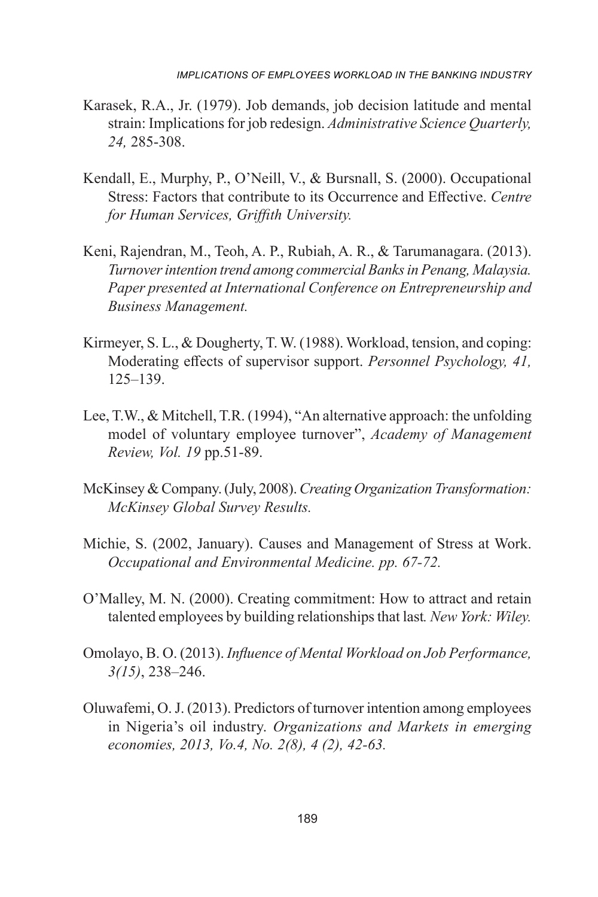Karasek, R.A., Jr. (1979). Job demands, job decision latitude and mental strain: Implications for job redesign. *Administrative Science Quarterly, 24,* 285-308.

Kendall, E., Murphy, P., O'Neill, V., & Bursnall, S. (2000). Occupational Stress: Factors that contribute to its Occurrence and Effective. *Centre for Human Services, Griffith University.*

Keni, Rajendran, M., Teoh, A. P., Rubiah, A. R., & Tarumanagara. (2013). *Turnover intention trend among commercial Banks in Penang, Malaysia. Paper presented at International Conference on Entrepreneurship and Business Management.*

Kirmeyer, S. L., & Dougherty, T. W. (1988). Workload, tension, and coping: Moderating effects of supervisor support. *Personnel Psychology, 41,* 125–139.

Lee, T.W., & Mitchell, T.R. (1994), "An alternative approach: the unfolding model of voluntary employee turnover", *Academy of Management Review, Vol. 19* pp.51-89.

McKinsey & Company. (July, 2008). *Creating Organization Transformation: McKinsey Global Survey Results.*

Michie, S. (2002, January). Causes and Management of Stress at Work. *Occupational and Environmental Medicine. pp. 67-72.*

O'Malley, M. N. (2000). Creating commitment: How to attract and retain talented employees by building relationships that last*. New York: Wiley.*

Omolayo, B. O. (2013). *Influence of Mental Workload on Job Performance, 3(15)*, 238–246.

Oluwafemi, O. J. (2013). Predictors of turnover intention among employees in Nigeria's oil industry. *Organizations and Markets in emerging economies, 2013, Vo.4, No. 2(8), 4 (2), 42-63.*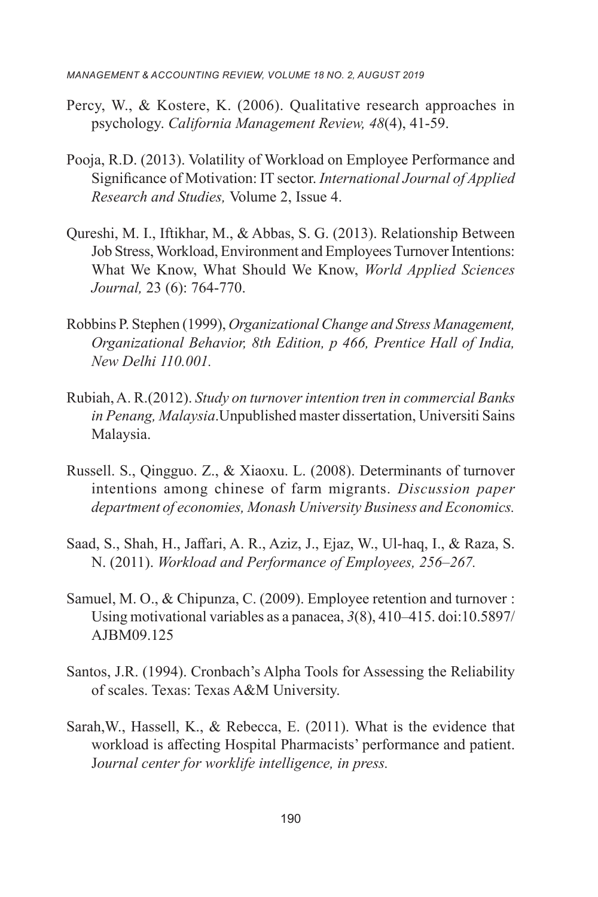Percy, W., & Kostere, K. (2006). Qualitative research approaches in psychology. *California Management Review, 48*(4), 41-59.

Pooja, R.D. (2013). Volatility of Workload on Employee Performance and Significance of Motivation: IT sector. *International Journal of Applied Research and Studies,* Volume 2, Issue 4.

Qureshi, M. I., Iftikhar, M., & Abbas, S. G. (2013). Relationship Between Job Stress, Workload, Environment and Employees Turnover Intentions: What We Know, What Should We Know, *World Applied Sciences Journal,* 23 (6): 764-770.

Robbins P. Stephen (1999), *Organizational Change and Stress Management, Organizational Behavior, 8th Edition, p 466, Prentice Hall of India, New Delhi 110.001.*

Rubiah, A. R.(2012). *Study on turnover intention tren in commercial Banks in Penang, Malaysia*.Unpublished master dissertation, Universiti Sains Malaysia.

Russell. S., Qingguo. Z., & Xiaoxu. L. (2008). Determinants of turnover intentions among chinese of farm migrants. *Discussion paper department of economies, Monash University Business and Economics.*

Saad, S., Shah, H., Jaffari, A. R., Aziz, J., Ejaz, W., Ul-haq, I., & Raza, S. N. (2011). *Workload and Performance of Employees, 256–267.*

Samuel, M. O., & Chipunza, C. (2009). Employee retention and turnover : Using motivational variables as a panacea, *3*(8), 410–415. doi:10.5897/AJBM09.125

Santos, J.R. (1994). Cronbach's Alpha Tools for Assessing the Reliability of scales. Texas: Texas A&M University.

Sarah,W., Hassell, K., & Rebecca, E. (2011). What is the evidence that workload is affecting Hospital Pharmacists' performance and patient. J*ournal center for worklife intelligence, in press.*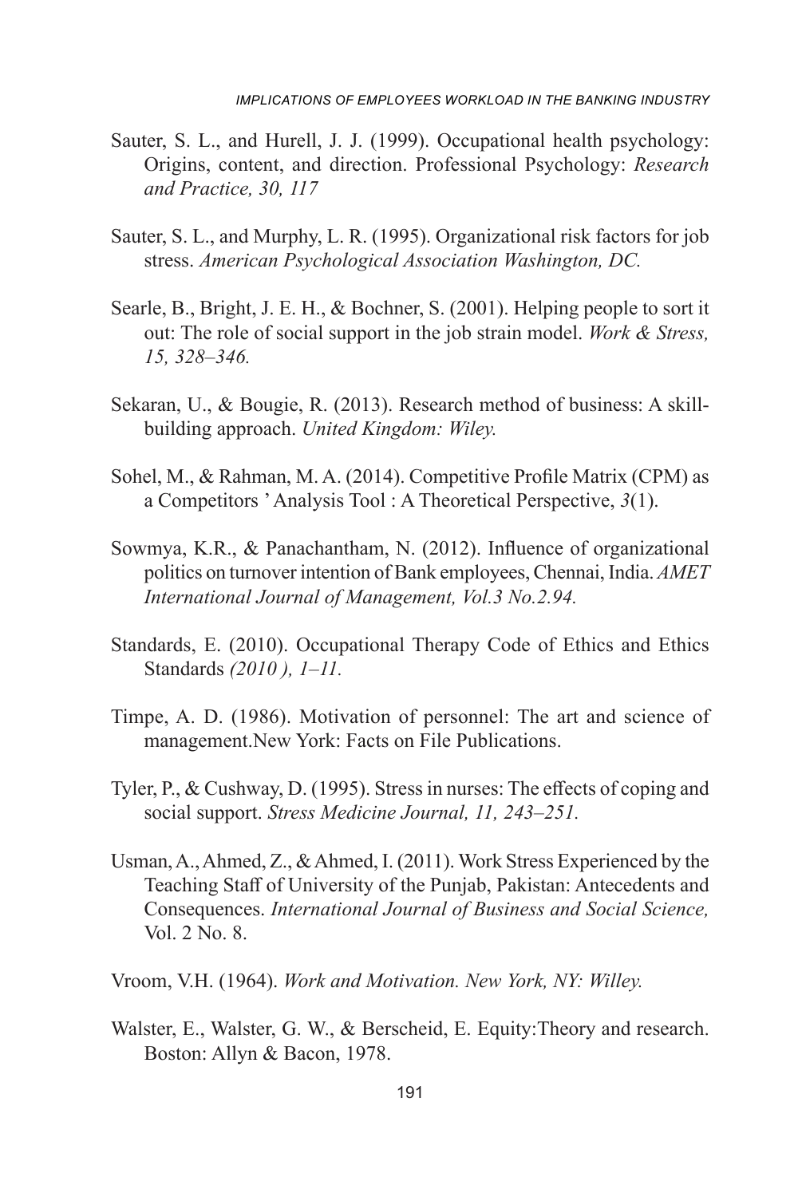Sauter, S. L., and Hurell, J. J. (1999). Occupational health psychology: Origins, content, and direction. Professional Psychology: *Research and Practice, 30, 117*

Sauter, S. L., and Murphy, L. R. (1995). Organizational risk factors for job stress. *American Psychological Association Washington, DC.*

Searle, B., Bright, J. E. H., & Bochner, S. (2001). Helping people to sort it out: The role of social support in the job strain model. *Work & Stress, 15, 328–346.*

Sekaran, U., & Bougie, R. (2013). Research method of business: A skill-building approach. *United Kingdom: Wiley.*

Sohel, M., & Rahman, M. A. (2014). Competitive Profile Matrix (CPM) as a Competitors ' Analysis Tool : A Theoretical Perspective, *3*(1).

Sowmya, K.R., & Panachantham, N. (2012). Influence of organizational politics on turnover intention of Bank employees, Chennai, India. *AMET International Journal of Management, Vol.3 No.2.94.*

Standards, E. (2010). Occupational Therapy Code of Ethics and Ethics Standards *(2010 ), 1–11.*

Timpe, A. D. (1986). Motivation of personnel: The art and science of management.New York: Facts on File Publications.

Tyler, P., & Cushway, D. (1995). Stress in nurses: The effects of coping and social support. *Stress Medicine Journal, 11, 243–251.*

Usman, A., Ahmed, Z., & Ahmed, I. (2011). Work Stress Experienced by the Teaching Staff of University of the Punjab, Pakistan: Antecedents and Consequences. *International Journal of Business and Social Science,* Vol. 2 No. 8.

Vroom, V.H. (1964). *Work and Motivation. New York, NY: Willey.*

Walster, E., Walster, G. W., & Berscheid, E. Equity:Theory and research. Boston: Allyn & Bacon, 1978.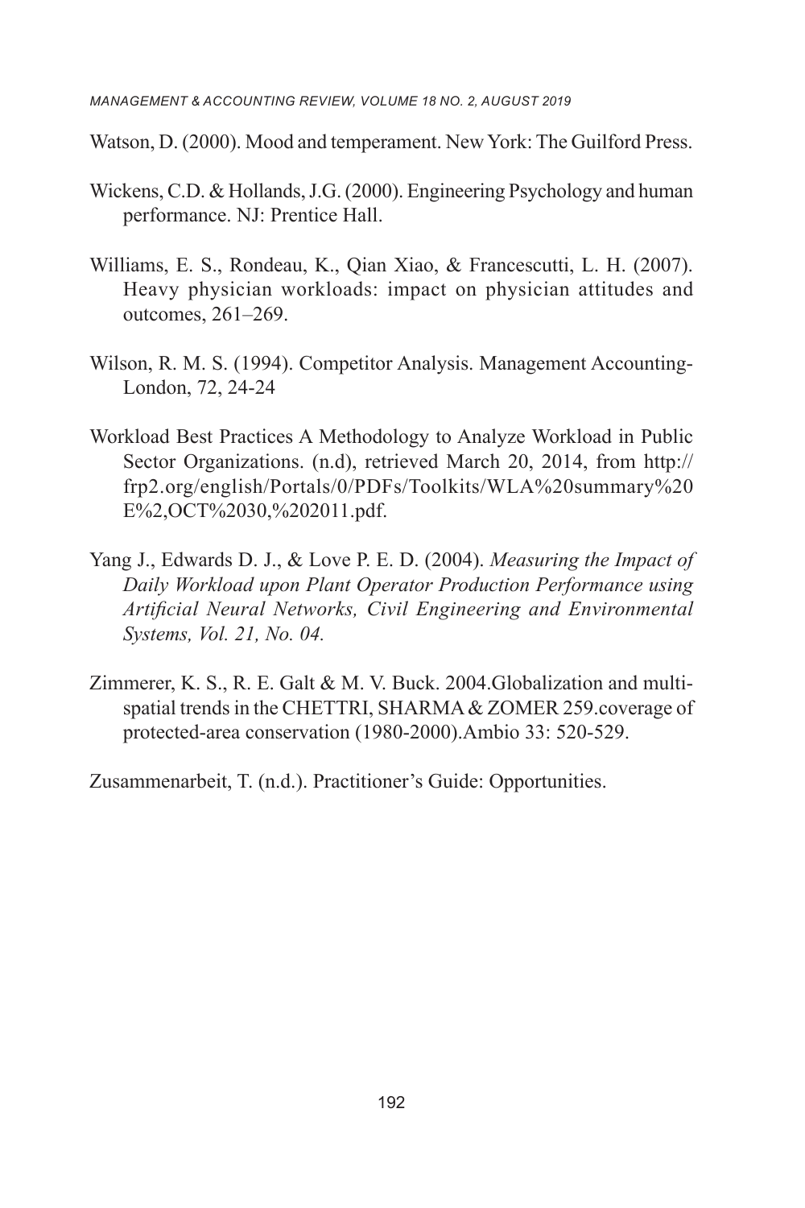Watson, D. (2000). Mood and temperament. New York: The Guilford Press.

Wickens, C.D. & Hollands, J.G. (2000). Engineering Psychology and human performance. NJ: Prentice Hall.

Williams, E. S., Rondeau, K., Qian Xiao, & Francescutti, L. H. (2007). Heavy physician workloads: impact on physician attitudes and outcomes, 261–269.

Wilson, R. M. S. (1994). Competitor Analysis. Management Accounting-London, 72, 24-24

Workload Best Practices A Methodology to Analyze Workload in Public Sector Organizations. (n.d), retrieved March 20, 2014, from http://frp2.org/english/Portals/0/PDFs/Toolkits/WLA%20summary%20E%2,OCT%2030,%202011.pdf.

Yang J., Edwards D. J., & Love P. E. D. (2004). *Measuring the Impact of Daily Workload upon Plant Operator Production Performance using Artificial Neural Networks, Civil Engineering and Environmental Systems, Vol. 21, No. 04.*

Zimmerer, K. S., R. E. Galt & M. V. Buck. 2004.Globalization and multi-spatial trends in the CHETTRI, SHARMA & ZOMER 259.coverage of protected-area conservation (1980-2000).Ambio 33: 520-529.

Zusammenarbeit, T. (n.d.). Practitioner's Guide: Opportunities.